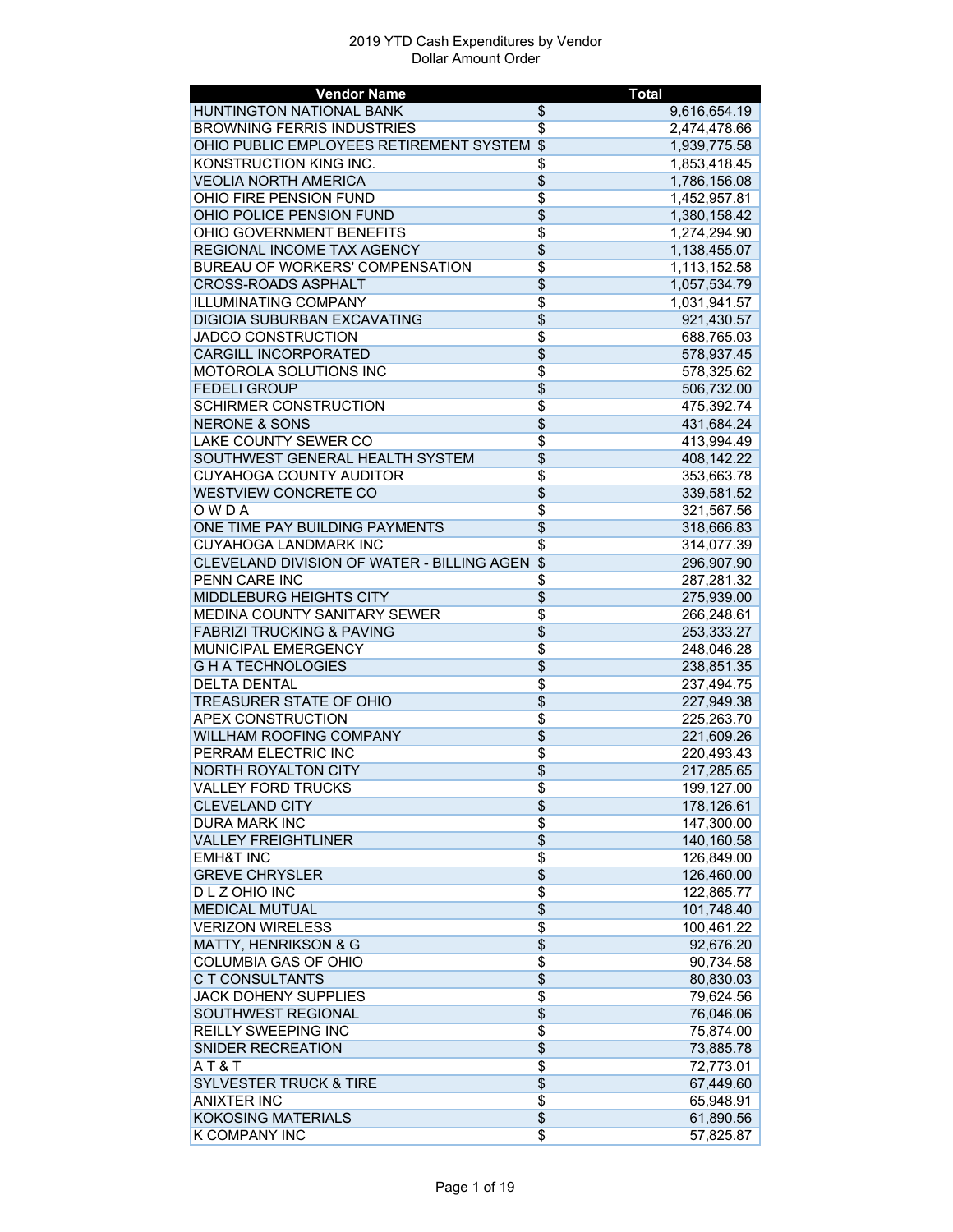# 2019 YTD Cash Expenditures by Vendor
Dollar Amount Order

| Vendor Name | | Total |
|---|---|---:|
| HUNTINGTON NATIONAL BANK | $ | 9,616,654.19 |
| BROWNING FERRIS INDUSTRIES | $ | 2,474,478.66 |
| OHIO PUBLIC EMPLOYEES RETIREMENT SYSTEM | $ | 1,939,775.58 |
| KONSTRUCTION KING INC. | $ | 1,853,418.45 |
| VEOLIA NORTH AMERICA | $ | 1,786,156.08 |
| OHIO FIRE PENSION FUND | $ | 1,452,957.81 |
| OHIO POLICE PENSION FUND | $ | 1,380,158.42 |
| OHIO GOVERNMENT BENEFITS | $ | 1,274,294.90 |
| REGIONAL INCOME TAX AGENCY | $ | 1,138,455.07 |
| BUREAU OF WORKERS' COMPENSATION | $ | 1,113,152.58 |
| CROSS-ROADS ASPHALT | $ | 1,057,534.79 |
| ILLUMINATING COMPANY | $ | 1,031,941.57 |
| DIGIOIA SUBURBAN EXCAVATING | $ | 921,430.57 |
| JADCO CONSTRUCTION | $ | 688,765.03 |
| CARGILL INCORPORATED | $ | 578,937.45 |
| MOTOROLA SOLUTIONS INC | $ | 578,325.62 |
| FEDELI GROUP | $ | 506,732.00 |
| SCHIRMER CONSTRUCTION | $ | 475,392.74 |
| NERONE & SONS | $ | 431,684.24 |
| LAKE COUNTY SEWER CO | $ | 413,994.49 |
| SOUTHWEST GENERAL HEALTH SYSTEM | $ | 408,142.22 |
| CUYAHOGA COUNTY AUDITOR | $ | 353,663.78 |
| WESTVIEW CONCRETE CO | $ | 339,581.52 |
| O W D A | $ | 321,567.56 |
| ONE TIME PAY BUILDING PAYMENTS | $ | 318,666.83 |
| CUYAHOGA LANDMARK INC | $ | 314,077.39 |
| CLEVELAND DIVISION OF WATER - BILLING AGEN | $ | 296,907.90 |
| PENN CARE INC | $ | 287,281.32 |
| MIDDLEBURG HEIGHTS CITY | $ | 275,939.00 |
| MEDINA COUNTY SANITARY SEWER | $ | 266,248.61 |
| FABRIZI TRUCKING & PAVING | $ | 253,333.27 |
| MUNICIPAL EMERGENCY | $ | 248,046.28 |
| G H A TECHNOLOGIES | $ | 238,851.35 |
| DELTA DENTAL | $ | 237,494.75 |
| TREASURER STATE OF OHIO | $ | 227,949.38 |
| APEX CONSTRUCTION | $ | 225,263.70 |
| WILLHAM ROOFING COMPANY | $ | 221,609.26 |
| PERRAM ELECTRIC INC | $ | 220,493.43 |
| NORTH ROYALTON CITY | $ | 217,285.65 |
| VALLEY FORD TRUCKS | $ | 199,127.00 |
| CLEVELAND CITY | $ | 178,126.61 |
| DURA MARK INC | $ | 147,300.00 |
| VALLEY FREIGHTLINER | $ | 140,160.58 |
| EMH&T INC | $ | 126,849.00 |
| GREVE CHRYSLER | $ | 126,460.00 |
| D L Z OHIO INC | $ | 122,865.77 |
| MEDICAL MUTUAL | $ | 101,748.40 |
| VERIZON WIRELESS | $ | 100,461.22 |
| MATTY, HENRIKSON & G | $ | 92,676.20 |
| COLUMBIA GAS OF OHIO | $ | 90,734.58 |
| C T CONSULTANTS | $ | 80,830.03 |
| JACK DOHENY SUPPLIES | $ | 79,624.56 |
| SOUTHWEST REGIONAL | $ | 76,046.06 |
| REILLY SWEEPING INC | $ | 75,874.00 |
| SNIDER RECREATION | $ | 73,885.78 |
| A T & T | $ | 72,773.01 |
| SYLVESTER TRUCK & TIRE | $ | 67,449.60 |
| ANIXTER INC | $ | 65,948.91 |
| KOKOSING MATERIALS | $ | 61,890.56 |
| K COMPANY INC | $ | 57,825.87 |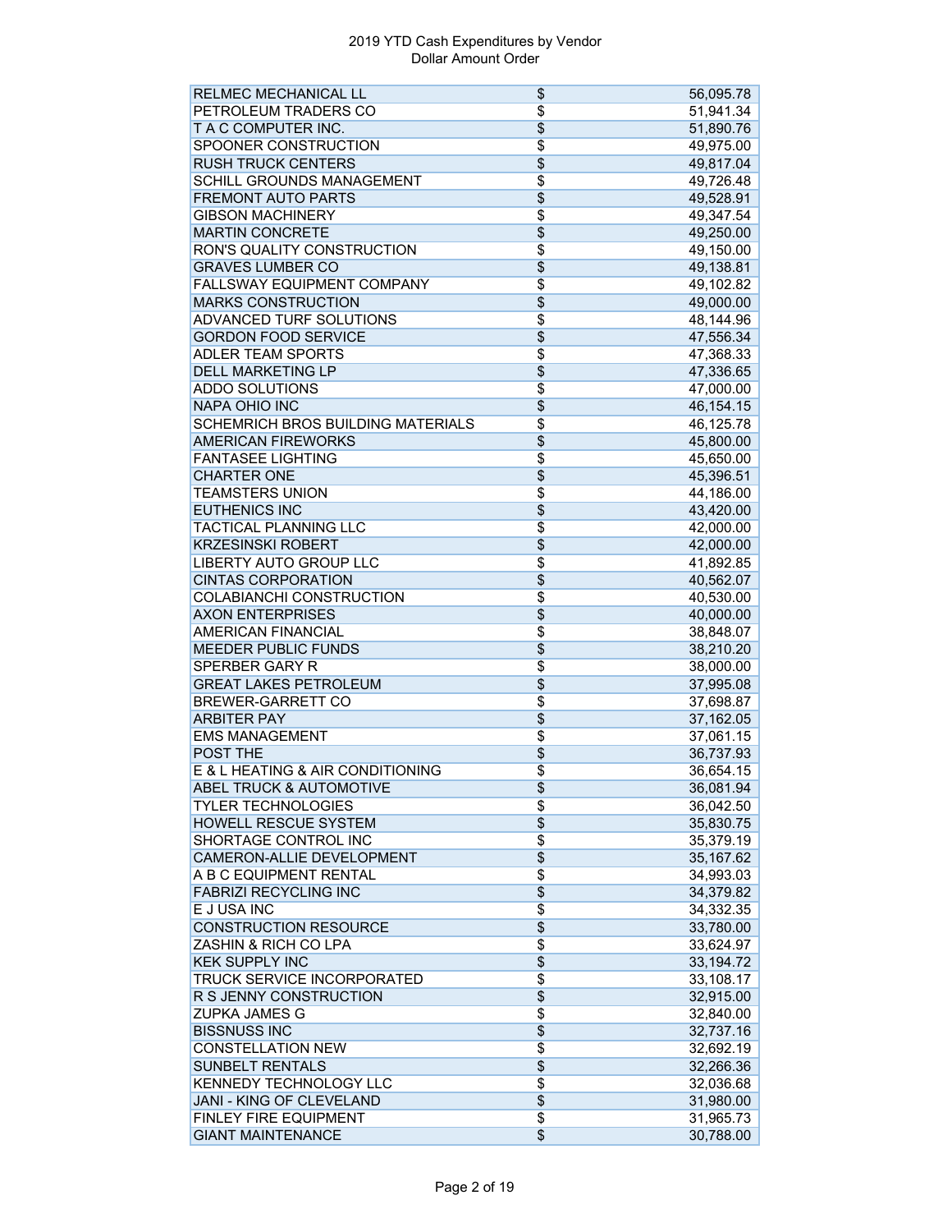2019 YTD Cash Expenditures by Vendor
Dollar Amount Order

| Vendor | | Amount |
|---|---|---|
| RELMEC MECHANICAL LL | $ | 56,095.78 |
| PETROLEUM TRADERS CO | $ | 51,941.34 |
| T A C COMPUTER INC. | $ | 51,890.76 |
| SPOONER CONSTRUCTION | $ | 49,975.00 |
| RUSH TRUCK CENTERS | $ | 49,817.04 |
| SCHILL GROUNDS MANAGEMENT | $ | 49,726.48 |
| FREMONT AUTO PARTS | $ | 49,528.91 |
| GIBSON MACHINERY | $ | 49,347.54 |
| MARTIN CONCRETE | $ | 49,250.00 |
| RON'S QUALITY CONSTRUCTION | $ | 49,150.00 |
| GRAVES LUMBER CO | $ | 49,138.81 |
| FALLSWAY EQUIPMENT COMPANY | $ | 49,102.82 |
| MARKS CONSTRUCTION | $ | 49,000.00 |
| ADVANCED TURF SOLUTIONS | $ | 48,144.96 |
| GORDON FOOD SERVICE | $ | 47,556.34 |
| ADLER TEAM SPORTS | $ | 47,368.33 |
| DELL MARKETING LP | $ | 47,336.65 |
| ADDO SOLUTIONS | $ | 47,000.00 |
| NAPA OHIO INC | $ | 46,154.15 |
| SCHEMRICH BROS BUILDING MATERIALS | $ | 46,125.78 |
| AMERICAN FIREWORKS | $ | 45,800.00 |
| FANTASEE LIGHTING | $ | 45,650.00 |
| CHARTER ONE | $ | 45,396.51 |
| TEAMSTERS UNION | $ | 44,186.00 |
| EUTHENICS INC | $ | 43,420.00 |
| TACTICAL PLANNING LLC | $ | 42,000.00 |
| KRZESINSKI ROBERT | $ | 42,000.00 |
| LIBERTY AUTO GROUP LLC | $ | 41,892.85 |
| CINTAS CORPORATION | $ | 40,562.07 |
| COLABIANCHI CONSTRUCTION | $ | 40,530.00 |
| AXON ENTERPRISES | $ | 40,000.00 |
| AMERICAN FINANCIAL | $ | 38,848.07 |
| MEEDER PUBLIC FUNDS | $ | 38,210.20 |
| SPERBER GARY R | $ | 38,000.00 |
| GREAT LAKES PETROLEUM | $ | 37,995.08 |
| BREWER-GARRETT CO | $ | 37,698.87 |
| ARBITER PAY | $ | 37,162.05 |
| EMS MANAGEMENT | $ | 37,061.15 |
| POST THE | $ | 36,737.93 |
| E & L HEATING & AIR CONDITIONING | $ | 36,654.15 |
| ABEL TRUCK & AUTOMOTIVE | $ | 36,081.94 |
| TYLER TECHNOLOGIES | $ | 36,042.50 |
| HOWELL RESCUE SYSTEM | $ | 35,830.75 |
| SHORTAGE CONTROL INC | $ | 35,379.19 |
| CAMERON-ALLIE DEVELOPMENT | $ | 35,167.62 |
| A B C EQUIPMENT RENTAL | $ | 34,993.03 |
| FABRIZI RECYCLING INC | $ | 34,379.82 |
| E J USA INC | $ | 34,332.35 |
| CONSTRUCTION RESOURCE | $ | 33,780.00 |
| ZASHIN & RICH CO LPA | $ | 33,624.97 |
| KEK SUPPLY INC | $ | 33,194.72 |
| TRUCK SERVICE INCORPORATED | $ | 33,108.17 |
| R S JENNY CONSTRUCTION | $ | 32,915.00 |
| ZUPKA JAMES G | $ | 32,840.00 |
| BISSNUSS INC | $ | 32,737.16 |
| CONSTELLATION NEW | $ | 32,692.19 |
| SUNBELT RENTALS | $ | 32,266.36 |
| KENNEDY TECHNOLOGY LLC | $ | 32,036.68 |
| JANI - KING OF CLEVELAND | $ | 31,980.00 |
| FINLEY FIRE EQUIPMENT | $ | 31,965.73 |
| GIANT MAINTENANCE | $ | 30,788.00 |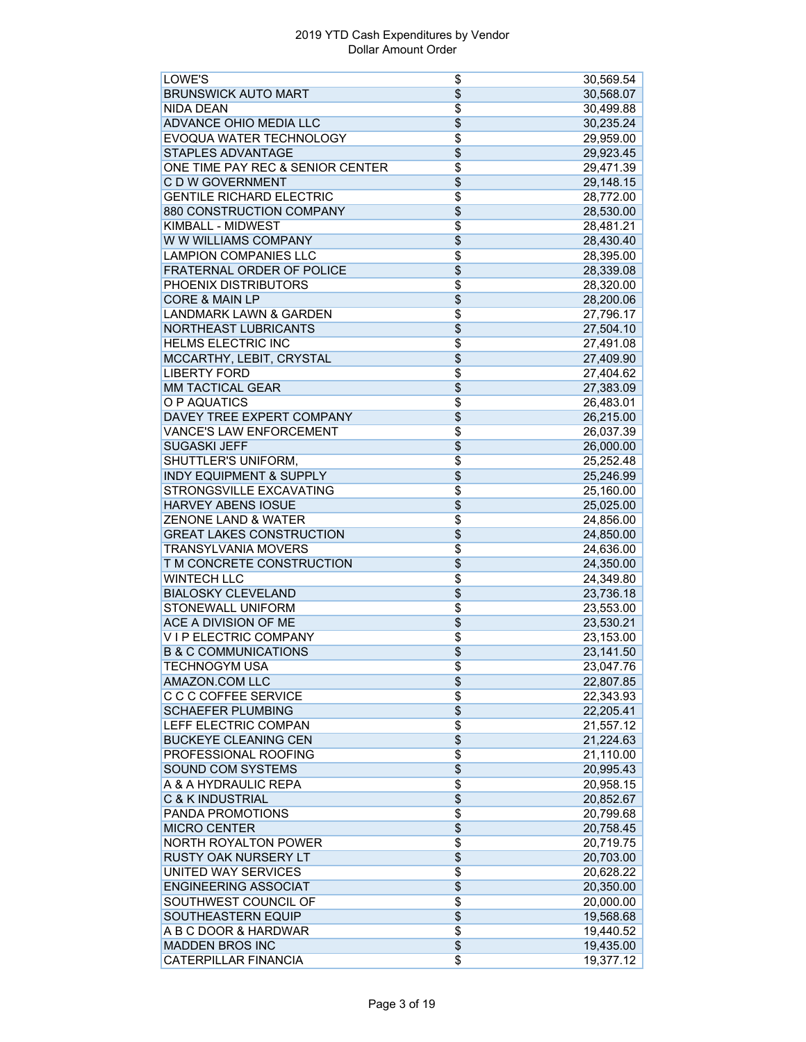| LOWE'S | $ | 30,569.54 |
|---|---|---|
| BRUNSWICK AUTO MART | $ | 30,568.07 |
| NIDA DEAN | $ | 30,499.88 |
| ADVANCE OHIO MEDIA LLC | $ | 30,235.24 |
| EVOQUA WATER TECHNOLOGY | $ | 29,959.00 |
| STAPLES ADVANTAGE | $ | 29,923.45 |
| ONE TIME PAY REC & SENIOR CENTER | $ | 29,471.39 |
| C D W GOVERNMENT | $ | 29,148.15 |
| GENTILE RICHARD ELECTRIC | $ | 28,772.00 |
| 880 CONSTRUCTION COMPANY | $ | 28,530.00 |
| KIMBALL - MIDWEST | $ | 28,481.21 |
| W W WILLIAMS COMPANY | $ | 28,430.40 |
| LAMPION COMPANIES LLC | $ | 28,395.00 |
| FRATERNAL ORDER OF POLICE | $ | 28,339.08 |
| PHOENIX DISTRIBUTORS | $ | 28,320.00 |
| CORE & MAIN LP | $ | 28,200.06 |
| LANDMARK LAWN & GARDEN | $ | 27,796.17 |
| NORTHEAST LUBRICANTS | $ | 27,504.10 |
| HELMS ELECTRIC INC | $ | 27,491.08 |
| MCCARTHY, LEBIT, CRYSTAL | $ | 27,409.90 |
| LIBERTY FORD | $ | 27,404.62 |
| MM TACTICAL GEAR | $ | 27,383.09 |
| O P AQUATICS | $ | 26,483.01 |
| DAVEY TREE EXPERT COMPANY | $ | 26,215.00 |
| VANCE'S LAW ENFORCEMENT | $ | 26,037.39 |
| SUGASKI JEFF | $ | 26,000.00 |
| SHUTTLER'S UNIFORM, | $ | 25,252.48 |
| INDY EQUIPMENT & SUPPLY | $ | 25,246.99 |
| STRONGSVILLE EXCAVATING | $ | 25,160.00 |
| HARVEY ABENS IOSUE | $ | 25,025.00 |
| ZENONE LAND & WATER | $ | 24,856.00 |
| GREAT LAKES CONSTRUCTION | $ | 24,850.00 |
| TRANSYLVANIA MOVERS | $ | 24,636.00 |
| T M CONCRETE CONSTRUCTION | $ | 24,350.00 |
| WINTECH LLC | $ | 24,349.80 |
| BIALOSKY CLEVELAND | $ | 23,736.18 |
| STONEWALL UNIFORM | $ | 23,553.00 |
| ACE A DIVISION OF ME | $ | 23,530.21 |
| V I P ELECTRIC COMPANY | $ | 23,153.00 |
| B & C COMMUNICATIONS | $ | 23,141.50 |
| TECHNOGYM USA | $ | 23,047.76 |
| AMAZON.COM LLC | $ | 22,807.85 |
| C C C COFFEE SERVICE | $ | 22,343.93 |
| SCHAEFER PLUMBING | $ | 22,205.41 |
| LEFF ELECTRIC COMPAN | $ | 21,557.12 |
| BUCKEYE CLEANING CEN | $ | 21,224.63 |
| PROFESSIONAL ROOFING | $ | 21,110.00 |
| SOUND COM SYSTEMS | $ | 20,995.43 |
| A & A HYDRAULIC REPA | $ | 20,958.15 |
| C & K INDUSTRIAL | $ | 20,852.67 |
| PANDA PROMOTIONS | $ | 20,799.68 |
| MICRO CENTER | $ | 20,758.45 |
| NORTH ROYALTON POWER | $ | 20,719.75 |
| RUSTY OAK NURSERY LT | $ | 20,703.00 |
| UNITED WAY SERVICES | $ | 20,628.22 |
| ENGINEERING ASSOCIAT | $ | 20,350.00 |
| SOUTHWEST COUNCIL OF | $ | 20,000.00 |
| SOUTHEASTERN EQUIP | $ | 19,568.68 |
| A B C DOOR & HARDWAR | $ | 19,440.52 |
| MADDEN BROS INC | $ | 19,435.00 |
| CATERPILLAR FINANCIA | $ | 19,377.12 |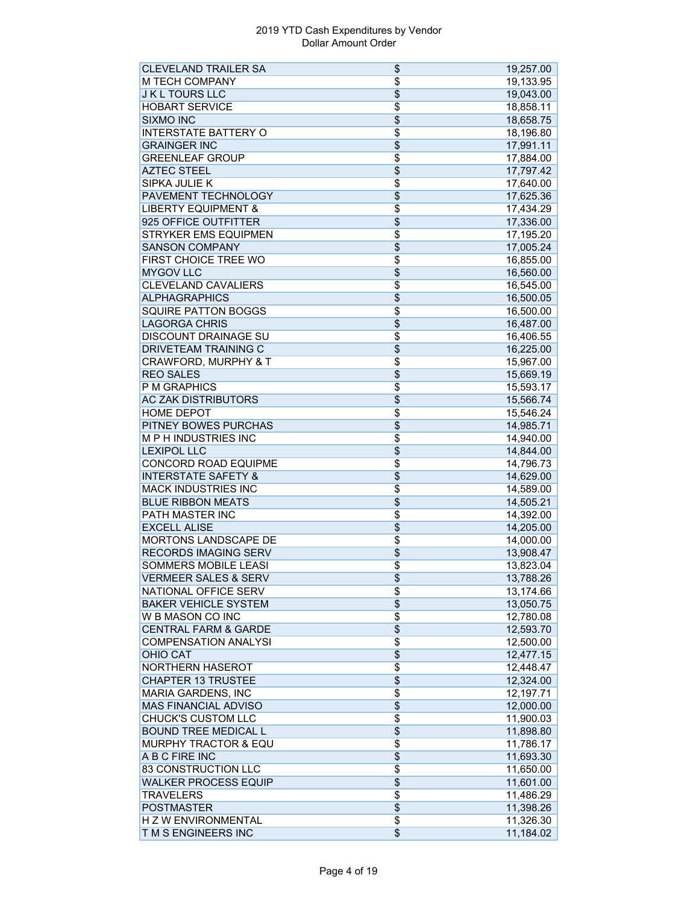# 2019 YTD Cash Expenditures by Vendor
## Dollar Amount Order

| Vendor | | Amount |
|---|---|---|
| CLEVELAND TRAILER SA | $ | 19,257.00 |
| M TECH COMPANY | $ | 19,133.95 |
| J K L TOURS LLC | $ | 19,043.00 |
| HOBART SERVICE | $ | 18,858.11 |
| SIXMO INC | $ | 18,658.75 |
| INTERSTATE BATTERY O | $ | 18,196.80 |
| GRAINGER INC | $ | 17,991.11 |
| GREENLEAF GROUP | $ | 17,884.00 |
| AZTEC STEEL | $ | 17,797.42 |
| SIPKA JULIE K | $ | 17,640.00 |
| PAVEMENT TECHNOLOGY | $ | 17,625.36 |
| LIBERTY EQUIPMENT & | $ | 17,434.29 |
| 925 OFFICE OUTFITTER | $ | 17,336.00 |
| STRYKER EMS EQUIPMEN | $ | 17,195.20 |
| SANSON COMPANY | $ | 17,005.24 |
| FIRST CHOICE TREE WO | $ | 16,855.00 |
| MYGOV LLC | $ | 16,560.00 |
| CLEVELAND CAVALIERS | $ | 16,545.00 |
| ALPHAGRAPHICS | $ | 16,500.05 |
| SQUIRE PATTON BOGGS | $ | 16,500.00 |
| LAGORGA CHRIS | $ | 16,487.00 |
| DISCOUNT DRAINAGE SU | $ | 16,406.55 |
| DRIVETEAM TRAINING C | $ | 16,225.00 |
| CRAWFORD, MURPHY & T | $ | 15,967.00 |
| REO SALES | $ | 15,669.19 |
| P M GRAPHICS | $ | 15,593.17 |
| AC ZAK DISTRIBUTORS | $ | 15,566.74 |
| HOME DEPOT | $ | 15,546.24 |
| PITNEY BOWES PURCHAS | $ | 14,985.71 |
| M P H INDUSTRIES INC | $ | 14,940.00 |
| LEXIPOL LLC | $ | 14,844.00 |
| CONCORD ROAD EQUIPME | $ | 14,796.73 |
| INTERSTATE SAFETY & | $ | 14,629.00 |
| MACK INDUSTRIES INC | $ | 14,589.00 |
| BLUE RIBBON MEATS | $ | 14,505.21 |
| PATH MASTER INC | $ | 14,392.00 |
| EXCELL ALISE | $ | 14,205.00 |
| MORTONS LANDSCAPE DE | $ | 14,000.00 |
| RECORDS IMAGING SERV | $ | 13,908.47 |
| SOMMERS MOBILE LEASI | $ | 13,823.04 |
| VERMEER SALES & SERV | $ | 13,788.26 |
| NATIONAL OFFICE SERV | $ | 13,174.66 |
| BAKER VEHICLE SYSTEM | $ | 13,050.75 |
| W B MASON CO INC | $ | 12,780.08 |
| CENTRAL FARM & GARDE | $ | 12,593.70 |
| COMPENSATION ANALYSI | $ | 12,500.00 |
| OHIO CAT | $ | 12,477.15 |
| NORTHERN HASEROT | $ | 12,448.47 |
| CHAPTER 13 TRUSTEE | $ | 12,324.00 |
| MARIA GARDENS, INC | $ | 12,197.71 |
| MAS FINANCIAL ADVISO | $ | 12,000.00 |
| CHUCK'S CUSTOM LLC | $ | 11,900.03 |
| BOUND TREE MEDICAL L | $ | 11,898.80 |
| MURPHY TRACTOR & EQU | $ | 11,786.17 |
| A B C FIRE INC | $ | 11,693.30 |
| 83 CONSTRUCTION LLC | $ | 11,650.00 |
| WALKER PROCESS EQUIP | $ | 11,601.00 |
| TRAVELERS | $ | 11,486.29 |
| POSTMASTER | $ | 11,398.26 |
| H Z W ENVIRONMENTAL | $ | 11,326.30 |
| T M S ENGINEERS INC | $ | 11,184.02 |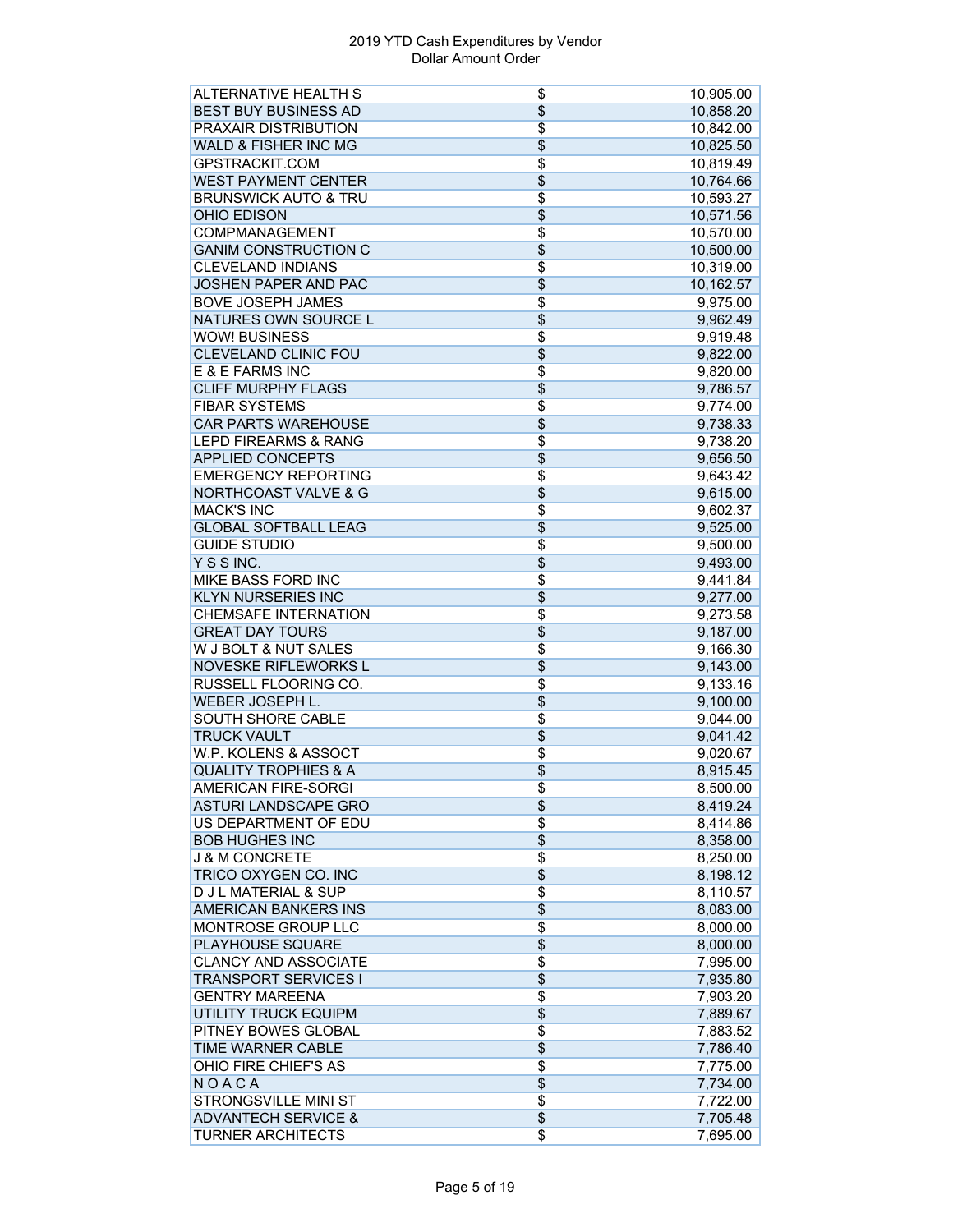2019 YTD Cash Expenditures by Vendor
Dollar Amount Order

| | | |
|---|---|---|
| ALTERNATIVE HEALTH S | $ | 10,905.00 |
| BEST BUY BUSINESS AD | $ | 10,858.20 |
| PRAXAIR DISTRIBUTION | $ | 10,842.00 |
| WALD & FISHER INC MG | $ | 10,825.50 |
| GPSTRACKIT.COM | $ | 10,819.49 |
| WEST PAYMENT CENTER | $ | 10,764.66 |
| BRUNSWICK AUTO & TRU | $ | 10,593.27 |
| OHIO EDISON | $ | 10,571.56 |
| COMPMANAGEMENT | $ | 10,570.00 |
| GANIM CONSTRUCTION C | $ | 10,500.00 |
| CLEVELAND INDIANS | $ | 10,319.00 |
| JOSHEN PAPER AND PAC | $ | 10,162.57 |
| BOVE JOSEPH JAMES | $ | 9,975.00 |
| NATURES OWN SOURCE L | $ | 9,962.49 |
| WOW! BUSINESS | $ | 9,919.48 |
| CLEVELAND CLINIC FOU | $ | 9,822.00 |
| E & E FARMS INC | $ | 9,820.00 |
| CLIFF MURPHY FLAGS | $ | 9,786.57 |
| FIBAR SYSTEMS | $ | 9,774.00 |
| CAR PARTS WAREHOUSE | $ | 9,738.33 |
| LEPD FIREARMS & RANG | $ | 9,738.20 |
| APPLIED CONCEPTS | $ | 9,656.50 |
| EMERGENCY REPORTING | $ | 9,643.42 |
| NORTHCOAST VALVE & G | $ | 9,615.00 |
| MACK'S INC | $ | 9,602.37 |
| GLOBAL SOFTBALL LEAG | $ | 9,525.00 |
| GUIDE STUDIO | $ | 9,500.00 |
| Y S S INC. | $ | 9,493.00 |
| MIKE BASS FORD INC | $ | 9,441.84 |
| KLYN NURSERIES INC | $ | 9,277.00 |
| CHEMSAFE INTERNATION | $ | 9,273.58 |
| GREAT DAY TOURS | $ | 9,187.00 |
| W J BOLT & NUT SALES | $ | 9,166.30 |
| NOVESKE RIFLEWORKS L | $ | 9,143.00 |
| RUSSELL FLOORING CO. | $ | 9,133.16 |
| WEBER JOSEPH L. | $ | 9,100.00 |
| SOUTH SHORE CABLE | $ | 9,044.00 |
| TRUCK VAULT | $ | 9,041.42 |
| W.P. KOLENS & ASSOCT | $ | 9,020.67 |
| QUALITY TROPHIES & A | $ | 8,915.45 |
| AMERICAN FIRE-SORGI | $ | 8,500.00 |
| ASTURI LANDSCAPE GRO | $ | 8,419.24 |
| US DEPARTMENT OF EDU | $ | 8,414.86 |
| BOB HUGHES INC | $ | 8,358.00 |
| J & M CONCRETE | $ | 8,250.00 |
| TRICO OXYGEN CO. INC | $ | 8,198.12 |
| D J L MATERIAL & SUP | $ | 8,110.57 |
| AMERICAN BANKERS INS | $ | 8,083.00 |
| MONTROSE GROUP LLC | $ | 8,000.00 |
| PLAYHOUSE SQUARE | $ | 8,000.00 |
| CLANCY AND ASSOCIATE | $ | 7,995.00 |
| TRANSPORT SERVICES I | $ | 7,935.80 |
| GENTRY MAREENA | $ | 7,903.20 |
| UTILITY TRUCK EQUIPM | $ | 7,889.67 |
| PITNEY BOWES GLOBAL | $ | 7,883.52 |
| TIME WARNER CABLE | $ | 7,786.40 |
| OHIO FIRE CHIEF'S AS | $ | 7,775.00 |
| N O A C A | $ | 7,734.00 |
| STRONGSVILLE MINI ST | $ | 7,722.00 |
| ADVANTECH SERVICE & | $ | 7,705.48 |
| TURNER ARCHITECTS | $ | 7,695.00 |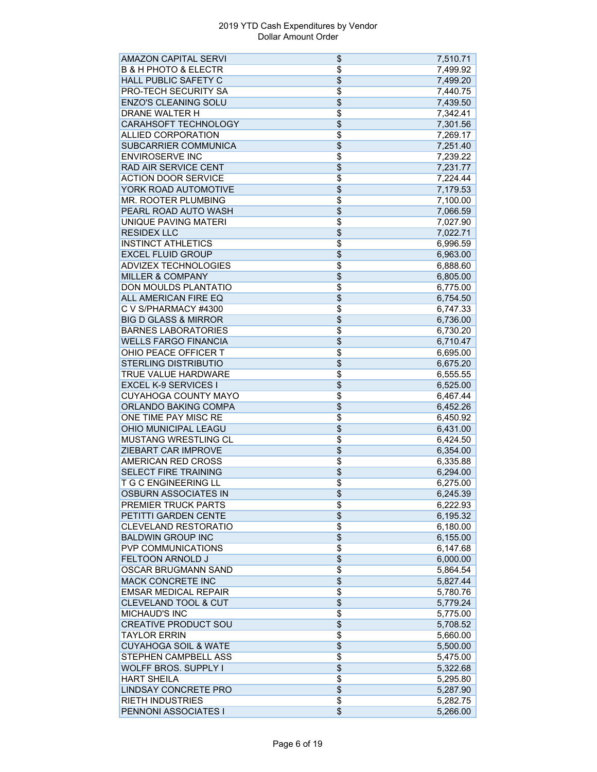# 2019 YTD Cash Expenditures by Vendor
## Dollar Amount Order

| Vendor | | Amount |
|---|---|---|
| AMAZON CAPITAL SERVI | $ | 7,510.71 |
| B & H PHOTO & ELECTR | $ | 7,499.92 |
| HALL PUBLIC SAFETY C | $ | 7,499.20 |
| PRO-TECH SECURITY SA | $ | 7,440.75 |
| ENZO'S CLEANING SOLU | $ | 7,439.50 |
| DRANE WALTER H | $ | 7,342.41 |
| CARAHSOFT TECHNOLOGY | $ | 7,301.56 |
| ALLIED CORPORATION | $ | 7,269.17 |
| SUBCARRIER COMMUNICA | $ | 7,251.40 |
| ENVIROSERVE INC | $ | 7,239.22 |
| RAD AIR SERVICE CENT | $ | 7,231.77 |
| ACTION DOOR SERVICE | $ | 7,224.44 |
| YORK ROAD AUTOMOTIVE | $ | 7,179.53 |
| MR. ROOTER PLUMBING | $ | 7,100.00 |
| PEARL ROAD AUTO WASH | $ | 7,066.59 |
| UNIQUE PAVING MATERI | $ | 7,027.90 |
| RESIDEX LLC | $ | 7,022.71 |
| INSTINCT ATHLETICS | $ | 6,996.59 |
| EXCEL FLUID GROUP | $ | 6,963.00 |
| ADVIZEX TECHNOLOGIES | $ | 6,888.60 |
| MILLER & COMPANY | $ | 6,805.00 |
| DON MOULDS PLANTATIO | $ | 6,775.00 |
| ALL AMERICAN FIRE EQ | $ | 6,754.50 |
| C V S/PHARMACY #4300 | $ | 6,747.33 |
| BIG D GLASS & MIRROR | $ | 6,736.00 |
| BARNES LABORATORIES | $ | 6,730.20 |
| WELLS FARGO FINANCIA | $ | 6,710.47 |
| OHIO PEACE OFFICER T | $ | 6,695.00 |
| STERLING DISTRIBUTIO | $ | 6,675.20 |
| TRUE VALUE HARDWARE | $ | 6,555.55 |
| EXCEL K-9 SERVICES I | $ | 6,525.00 |
| CUYAHOGA COUNTY MAYO | $ | 6,467.44 |
| ORLANDO BAKING COMPA | $ | 6,452.26 |
| ONE TIME PAY MISC RE | $ | 6,450.92 |
| OHIO MUNICIPAL LEAGU | $ | 6,431.00 |
| MUSTANG WRESTLING CL | $ | 6,424.50 |
| ZIEBART CAR IMPROVE | $ | 6,354.00 |
| AMERICAN RED CROSS | $ | 6,335.88 |
| SELECT FIRE TRAINING | $ | 6,294.00 |
| T G C ENGINEERING LL | $ | 6,275.00 |
| OSBURN ASSOCIATES IN | $ | 6,245.39 |
| PREMIER TRUCK PARTS | $ | 6,222.93 |
| PETITTI GARDEN CENTE | $ | 6,195.32 |
| CLEVELAND RESTORATIO | $ | 6,180.00 |
| BALDWIN GROUP INC | $ | 6,155.00 |
| PVP COMMUNICATIONS | $ | 6,147.68 |
| FELTOON ARNOLD J | $ | 6,000.00 |
| OSCAR BRUGMANN SAND | $ | 5,864.54 |
| MACK CONCRETE INC | $ | 5,827.44 |
| EMSAR MEDICAL REPAIR | $ | 5,780.76 |
| CLEVELAND TOOL & CUT | $ | 5,779.24 |
| MICHAUD'S INC | $ | 5,775.00 |
| CREATIVE PRODUCT SOU | $ | 5,708.52 |
| TAYLOR ERRIN | $ | 5,660.00 |
| CUYAHOGA SOIL & WATE | $ | 5,500.00 |
| STEPHEN CAMPBELL ASS | $ | 5,475.00 |
| WOLFF BROS. SUPPLY I | $ | 5,322.68 |
| HART SHEILA | $ | 5,295.80 |
| LINDSAY CONCRETE PRO | $ | 5,287.90 |
| RIETH INDUSTRIES | $ | 5,282.75 |
| PENNONI ASSOCIATES I | $ | 5,266.00 |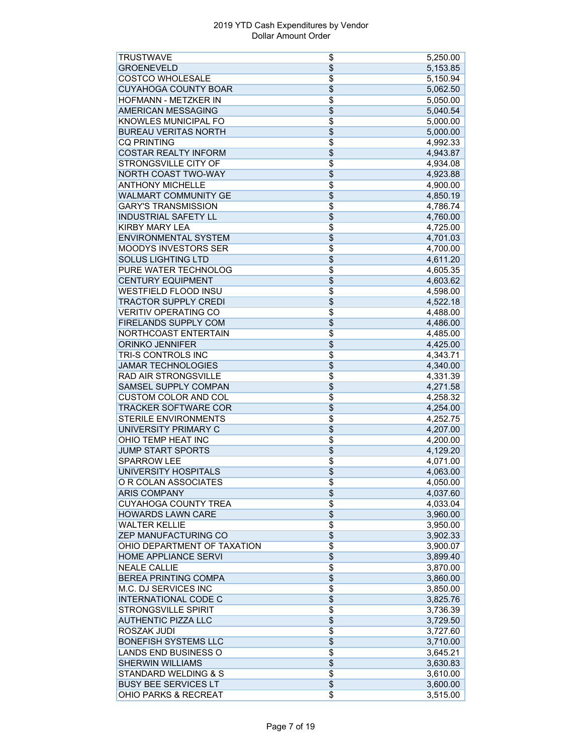2019 YTD Cash Expenditures by Vendor
Dollar Amount Order

| | | |
|---|---|---|
| TRUSTWAVE | $ | 5,250.00 |
| GROENEVELD | $ | 5,153.85 |
| COSTCO WHOLESALE | $ | 5,150.94 |
| CUYAHOGA COUNTY BOAR | $ | 5,062.50 |
| HOFMANN - METZKER IN | $ | 5,050.00 |
| AMERICAN MESSAGING | $ | 5,040.54 |
| KNOWLES MUNICIPAL FO | $ | 5,000.00 |
| BUREAU VERITAS NORTH | $ | 5,000.00 |
| CQ PRINTING | $ | 4,992.33 |
| COSTAR REALTY INFORM | $ | 4,943.87 |
| STRONGSVILLE CITY OF | $ | 4,934.08 |
| NORTH COAST TWO-WAY | $ | 4,923.88 |
| ANTHONY MICHELLE | $ | 4,900.00 |
| WALMART COMMUNITY GE | $ | 4,850.19 |
| GARY'S TRANSMISSION | $ | 4,786.74 |
| INDUSTRIAL SAFETY LL | $ | 4,760.00 |
| KIRBY MARY LEA | $ | 4,725.00 |
| ENVIRONMENTAL SYSTEM | $ | 4,701.03 |
| MOODYS INVESTORS SER | $ | 4,700.00 |
| SOLUS LIGHTING LTD | $ | 4,611.20 |
| PURE WATER TECHNOLOG | $ | 4,605.35 |
| CENTURY EQUIPMENT | $ | 4,603.62 |
| WESTFIELD FLOOD INSU | $ | 4,598.00 |
| TRACTOR SUPPLY CREDI | $ | 4,522.18 |
| VERITIV OPERATING CO | $ | 4,488.00 |
| FIRELANDS SUPPLY COM | $ | 4,486.00 |
| NORTHCOAST ENTERTAIN | $ | 4,485.00 |
| ORINKO JENNIFER | $ | 4,425.00 |
| TRI-S CONTROLS INC | $ | 4,343.71 |
| JAMAR TECHNOLOGIES | $ | 4,340.00 |
| RAD AIR STRONGSVILLE | $ | 4,331.39 |
| SAMSEL SUPPLY COMPAN | $ | 4,271.58 |
| CUSTOM COLOR AND COL | $ | 4,258.32 |
| TRACKER SOFTWARE COR | $ | 4,254.00 |
| STERILE ENVIRONMENTS | $ | 4,252.75 |
| UNIVERSITY PRIMARY C | $ | 4,207.00 |
| OHIO TEMP HEAT INC | $ | 4,200.00 |
| JUMP START SPORTS | $ | 4,129.20 |
| SPARROW LEE | $ | 4,071.00 |
| UNIVERSITY HOSPITALS | $ | 4,063.00 |
| O R COLAN ASSOCIATES | $ | 4,050.00 |
| ARIS COMPANY | $ | 4,037.60 |
| CUYAHOGA COUNTY TREA | $ | 4,033.04 |
| HOWARDS LAWN CARE | $ | 3,960.00 |
| WALTER KELLIE | $ | 3,950.00 |
| ZEP MANUFACTURING CO | $ | 3,902.33 |
| OHIO DEPARTMENT OF TAXATION | $ | 3,900.07 |
| HOME APPLIANCE SERVI | $ | 3,899.40 |
| NEALE CALLIE | $ | 3,870.00 |
| BEREA PRINTING COMPA | $ | 3,860.00 |
| M.C. DJ SERVICES INC | $ | 3,850.00 |
| INTERNATIONAL CODE C | $ | 3,825.76 |
| STRONGSVILLE SPIRIT | $ | 3,736.39 |
| AUTHENTIC PIZZA LLC | $ | 3,729.50 |
| ROSZAK JUDI | $ | 3,727.60 |
| BONEFISH SYSTEMS LLC | $ | 3,710.00 |
| LANDS END BUSINESS O | $ | 3,645.21 |
| SHERWIN WILLIAMS | $ | 3,630.83 |
| STANDARD WELDING & S | $ | 3,610.00 |
| BUSY BEE SERVICES LT | $ | 3,600.00 |
| OHIO PARKS & RECREAT | $ | 3,515.00 |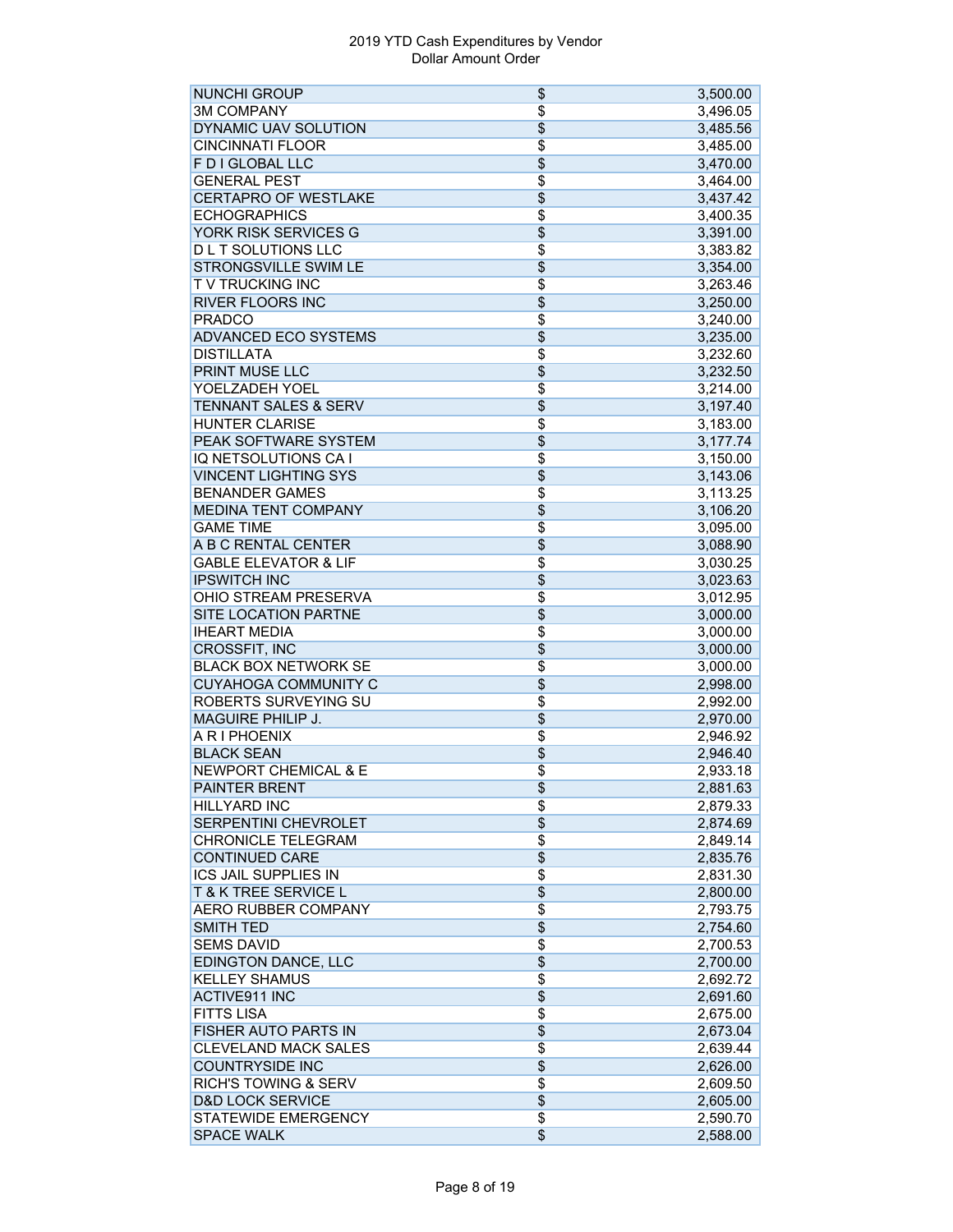2019 YTD Cash Expenditures by Vendor
Dollar Amount Order

| Vendor | | Amount |
|---|---|---|
| NUNCHI GROUP | $ | 3,500.00 |
| 3M COMPANY | $ | 3,496.05 |
| DYNAMIC UAV SOLUTION | $ | 3,485.56 |
| CINCINNATI FLOOR | $ | 3,485.00 |
| F D I GLOBAL LLC | $ | 3,470.00 |
| GENERAL PEST | $ | 3,464.00 |
| CERTAPRO OF WESTLAKE | $ | 3,437.42 |
| ECHOGRAPHICS | $ | 3,400.35 |
| YORK RISK SERVICES G | $ | 3,391.00 |
| D L T SOLUTIONS LLC | $ | 3,383.82 |
| STRONGSVILLE SWIM LE | $ | 3,354.00 |
| T V TRUCKING INC | $ | 3,263.46 |
| RIVER FLOORS INC | $ | 3,250.00 |
| PRADCO | $ | 3,240.00 |
| ADVANCED ECO SYSTEMS | $ | 3,235.00 |
| DISTILLATA | $ | 3,232.60 |
| PRINT MUSE LLC | $ | 3,232.50 |
| YOELZADEH YOEL | $ | 3,214.00 |
| TENNANT SALES & SERV | $ | 3,197.40 |
| HUNTER CLARISE | $ | 3,183.00 |
| PEAK SOFTWARE SYSTEM | $ | 3,177.74 |
| IQ NETSOLUTIONS CA I | $ | 3,150.00 |
| VINCENT LIGHTING SYS | $ | 3,143.06 |
| BENANDER GAMES | $ | 3,113.25 |
| MEDINA TENT COMPANY | $ | 3,106.20 |
| GAME TIME | $ | 3,095.00 |
| A B C RENTAL CENTER | $ | 3,088.90 |
| GABLE ELEVATOR & LIF | $ | 3,030.25 |
| IPSWITCH INC | $ | 3,023.63 |
| OHIO STREAM PRESERVA | $ | 3,012.95 |
| SITE LOCATION PARTNE | $ | 3,000.00 |
| IHEART MEDIA | $ | 3,000.00 |
| CROSSFIT, INC | $ | 3,000.00 |
| BLACK BOX NETWORK SE | $ | 3,000.00 |
| CUYAHOGA COMMUNITY C | $ | 2,998.00 |
| ROBERTS SURVEYING SU | $ | 2,992.00 |
| MAGUIRE PHILIP J. | $ | 2,970.00 |
| A R I PHOENIX | $ | 2,946.92 |
| BLACK SEAN | $ | 2,946.40 |
| NEWPORT CHEMICAL & E | $ | 2,933.18 |
| PAINTER BRENT | $ | 2,881.63 |
| HILLYARD INC | $ | 2,879.33 |
| SERPENTINI CHEVROLET | $ | 2,874.69 |
| CHRONICLE TELEGRAM | $ | 2,849.14 |
| CONTINUED CARE | $ | 2,835.76 |
| ICS JAIL SUPPLIES IN | $ | 2,831.30 |
| T & K TREE SERVICE L | $ | 2,800.00 |
| AERO RUBBER COMPANY | $ | 2,793.75 |
| SMITH TED | $ | 2,754.60 |
| SEMS DAVID | $ | 2,700.53 |
| EDINGTON DANCE, LLC | $ | 2,700.00 |
| KELLEY SHAMUS | $ | 2,692.72 |
| ACTIVE911 INC | $ | 2,691.60 |
| FITTS LISA | $ | 2,675.00 |
| FISHER AUTO PARTS IN | $ | 2,673.04 |
| CLEVELAND MACK SALES | $ | 2,639.44 |
| COUNTRYSIDE INC | $ | 2,626.00 |
| RICH'S TOWING & SERV | $ | 2,609.50 |
| D&D LOCK SERVICE | $ | 2,605.00 |
| STATEWIDE EMERGENCY | $ | 2,590.70 |
| SPACE WALK | $ | 2,588.00 |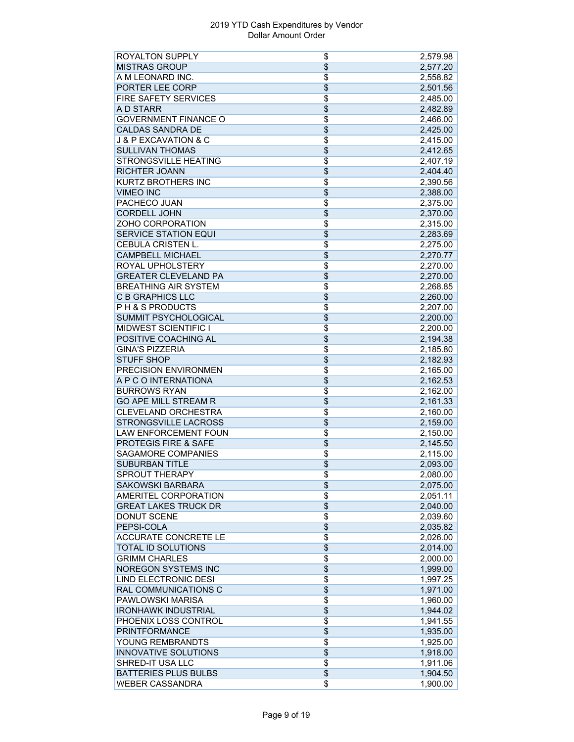| ROYALTON SUPPLY | $ | 2,579.98 |
|---|---|---|
| MISTRAS GROUP | $ | 2,577.20 |
| A M LEONARD INC. | $ | 2,558.82 |
| PORTER LEE CORP | $ | 2,501.56 |
| FIRE SAFETY SERVICES | $ | 2,485.00 |
| A D STARR | $ | 2,482.89 |
| GOVERNMENT FINANCE O | $ | 2,466.00 |
| CALDAS SANDRA DE | $ | 2,425.00 |
| J & P EXCAVATION & C | $ | 2,415.00 |
| SULLIVAN THOMAS | $ | 2,412.65 |
| STRONGSVILLE HEATING | $ | 2,407.19 |
| RICHTER JOANN | $ | 2,404.40 |
| KURTZ BROTHERS INC | $ | 2,390.56 |
| VIMEO INC | $ | 2,388.00 |
| PACHECO JUAN | $ | 2,375.00 |
| CORDELL JOHN | $ | 2,370.00 |
| ZOHO CORPORATION | $ | 2,315.00 |
| SERVICE STATION EQUI | $ | 2,283.69 |
| CEBULA CRISTEN L. | $ | 2,275.00 |
| CAMPBELL MICHAEL | $ | 2,270.77 |
| ROYAL UPHOLSTERY | $ | 2,270.00 |
| GREATER CLEVELAND PA | $ | 2,270.00 |
| BREATHING AIR SYSTEM | $ | 2,268.85 |
| C B GRAPHICS LLC | $ | 2,260.00 |
| P H & S PRODUCTS | $ | 2,207.00 |
| SUMMIT PSYCHOLOGICAL | $ | 2,200.00 |
| MIDWEST SCIENTIFIC I | $ | 2,200.00 |
| POSITIVE COACHING AL | $ | 2,194.38 |
| GINA'S PIZZERIA | $ | 2,185.80 |
| STUFF SHOP | $ | 2,182.93 |
| PRECISION ENVIRONMEN | $ | 2,165.00 |
| A P C O INTERNATIONA | $ | 2,162.53 |
| BURROWS RYAN | $ | 2,162.00 |
| GO APE MILL STREAM R | $ | 2,161.33 |
| CLEVELAND ORCHESTRA | $ | 2,160.00 |
| STRONGSVILLE LACROSS | $ | 2,159.00 |
| LAW ENFORCEMENT FOUN | $ | 2,150.00 |
| PROTEGIS FIRE & SAFE | $ | 2,145.50 |
| SAGAMORE COMPANIES | $ | 2,115.00 |
| SUBURBAN TITLE | $ | 2,093.00 |
| SPROUT THERAPY | $ | 2,080.00 |
| SAKOWSKI BARBARA | $ | 2,075.00 |
| AMERITEL CORPORATION | $ | 2,051.11 |
| GREAT LAKES TRUCK DR | $ | 2,040.00 |
| DONUT SCENE | $ | 2,039.60 |
| PEPSI-COLA | $ | 2,035.82 |
| ACCURATE CONCRETE LE | $ | 2,026.00 |
| TOTAL ID SOLUTIONS | $ | 2,014.00 |
| GRIMM CHARLES | $ | 2,000.00 |
| NOREGON SYSTEMS INC | $ | 1,999.00 |
| LIND ELECTRONIC DESI | $ | 1,997.25 |
| RAL COMMUNICATIONS C | $ | 1,971.00 |
| PAWLOWSKI MARISA | $ | 1,960.00 |
| IRONHAWK INDUSTRIAL | $ | 1,944.02 |
| PHOENIX LOSS CONTROL | $ | 1,941.55 |
| PRINTFORMANCE | $ | 1,935.00 |
| YOUNG REMBRANDTS | $ | 1,925.00 |
| INNOVATIVE SOLUTIONS | $ | 1,918.00 |
| SHRED-IT USA LLC | $ | 1,911.06 |
| BATTERIES PLUS BULBS | $ | 1,904.50 |
| WEBER CASSANDRA | $ | 1,900.00 |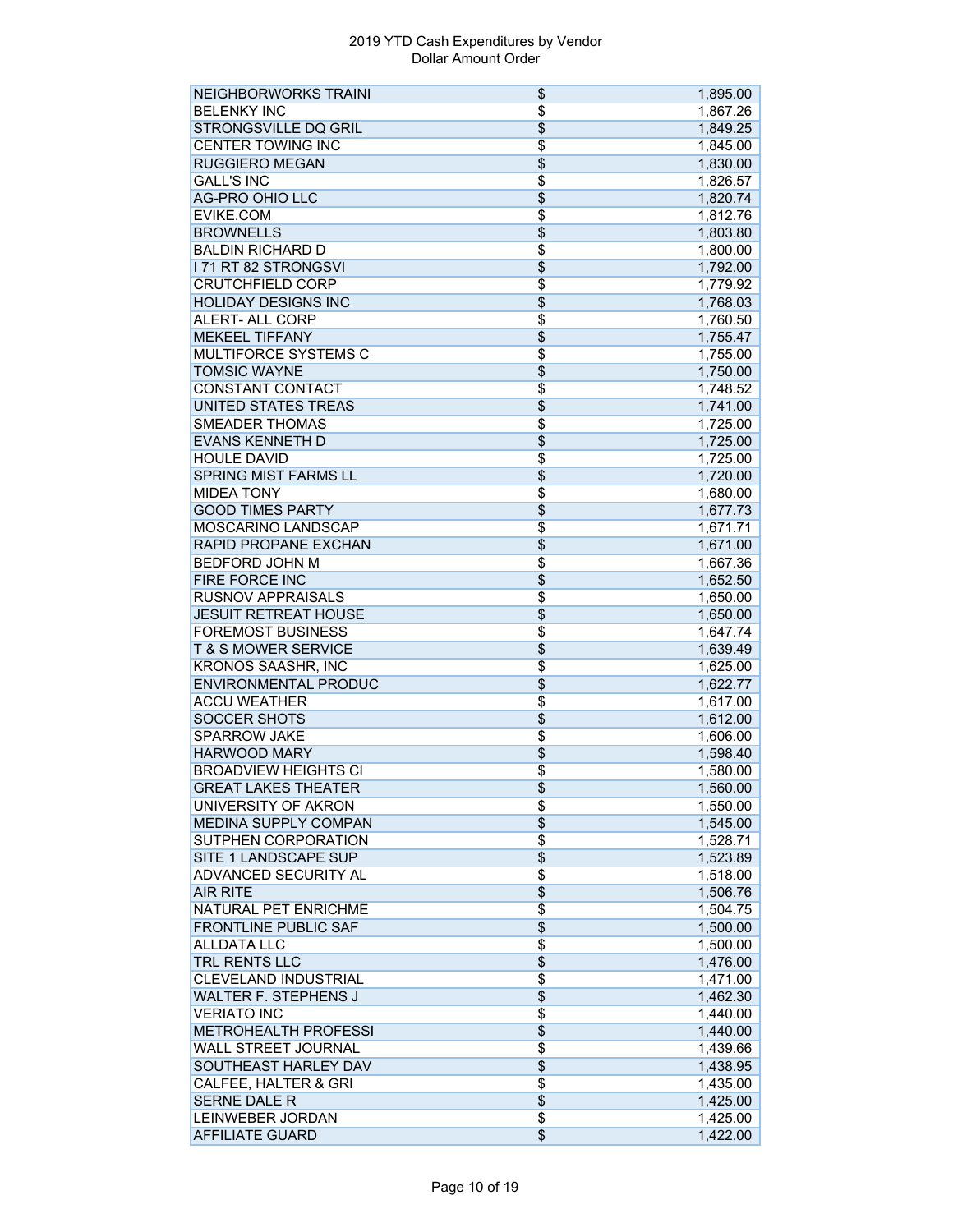2019 YTD Cash Expenditures by Vendor
Dollar Amount Order

| Vendor | | Amount |
|---|---|---|
| NEIGHBORWORKS TRAINI | $ | 1,895.00 |
| BELENKY INC | $ | 1,867.26 |
| STRONGSVILLE DQ GRIL | $ | 1,849.25 |
| CENTER TOWING INC | $ | 1,845.00 |
| RUGGIERO MEGAN | $ | 1,830.00 |
| GALL'S INC | $ | 1,826.57 |
| AG-PRO OHIO LLC | $ | 1,820.74 |
| EVIKE.COM | $ | 1,812.76 |
| BROWNELLS | $ | 1,803.80 |
| BALDIN RICHARD D | $ | 1,800.00 |
| I 71 RT 82 STRONGSVI | $ | 1,792.00 |
| CRUTCHFIELD CORP | $ | 1,779.92 |
| HOLIDAY DESIGNS INC | $ | 1,768.03 |
| ALERT- ALL CORP | $ | 1,760.50 |
| MEKEEL TIFFANY | $ | 1,755.47 |
| MULTIFORCE SYSTEMS C | $ | 1,755.00 |
| TOMSIC WAYNE | $ | 1,750.00 |
| CONSTANT CONTACT | $ | 1,748.52 |
| UNITED STATES TREAS | $ | 1,741.00 |
| SMEADER THOMAS | $ | 1,725.00 |
| EVANS KENNETH D | $ | 1,725.00 |
| HOULE DAVID | $ | 1,725.00 |
| SPRING MIST FARMS LL | $ | 1,720.00 |
| MIDEA TONY | $ | 1,680.00 |
| GOOD TIMES PARTY | $ | 1,677.73 |
| MOSCARINO LANDSCAP | $ | 1,671.71 |
| RAPID PROPANE EXCHAN | $ | 1,671.00 |
| BEDFORD JOHN M | $ | 1,667.36 |
| FIRE FORCE INC | $ | 1,652.50 |
| RUSNOV APPRAISALS | $ | 1,650.00 |
| JESUIT RETREAT HOUSE | $ | 1,650.00 |
| FOREMOST BUSINESS | $ | 1,647.74 |
| T & S MOWER SERVICE | $ | 1,639.49 |
| KRONOS SAASHR, INC | $ | 1,625.00 |
| ENVIRONMENTAL PRODUC | $ | 1,622.77 |
| ACCU WEATHER | $ | 1,617.00 |
| SOCCER SHOTS | $ | 1,612.00 |
| SPARROW JAKE | $ | 1,606.00 |
| HARWOOD MARY | $ | 1,598.40 |
| BROADVIEW HEIGHTS CI | $ | 1,580.00 |
| GREAT LAKES THEATER | $ | 1,560.00 |
| UNIVERSITY OF AKRON | $ | 1,550.00 |
| MEDINA SUPPLY COMPAN | $ | 1,545.00 |
| SUTPHEN CORPORATION | $ | 1,528.71 |
| SITE 1 LANDSCAPE SUP | $ | 1,523.89 |
| ADVANCED SECURITY AL | $ | 1,518.00 |
| AIR RITE | $ | 1,506.76 |
| NATURAL PET ENRICHME | $ | 1,504.75 |
| FRONTLINE PUBLIC SAF | $ | 1,500.00 |
| ALLDATA LLC | $ | 1,500.00 |
| TRL RENTS LLC | $ | 1,476.00 |
| CLEVELAND INDUSTRIAL | $ | 1,471.00 |
| WALTER F. STEPHENS J | $ | 1,462.30 |
| VERIATO INC | $ | 1,440.00 |
| METROHEALTH PROFESSI | $ | 1,440.00 |
| WALL STREET JOURNAL | $ | 1,439.66 |
| SOUTHEAST HARLEY DAV | $ | 1,438.95 |
| CALFEE, HALTER & GRI | $ | 1,435.00 |
| SERNE DALE R | $ | 1,425.00 |
| LEINWEBER JORDAN | $ | 1,425.00 |
| AFFILIATE GUARD | $ | 1,422.00 |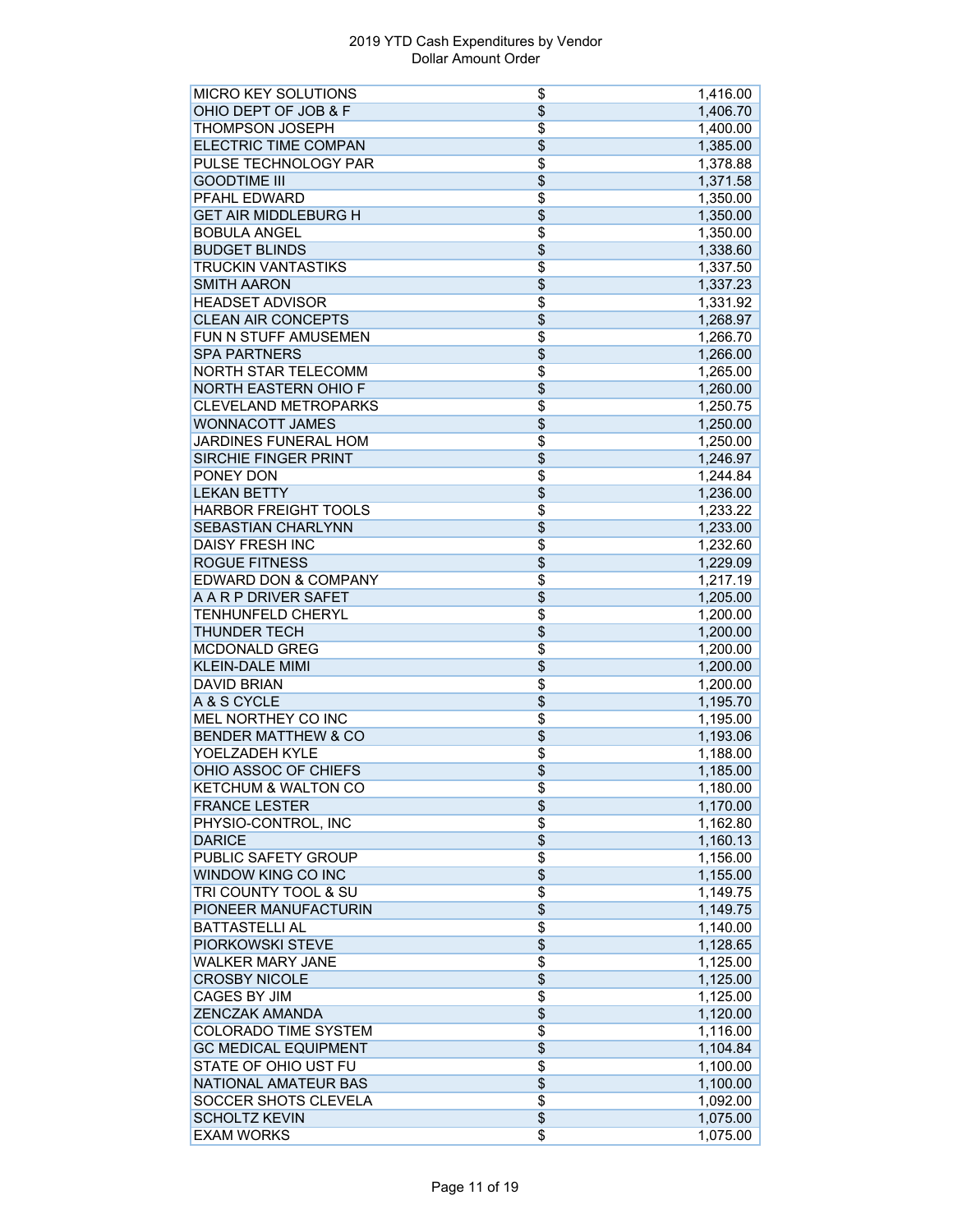2019 YTD Cash Expenditures by Vendor
Dollar Amount Order

| | | |
|---|---|---|
| MICRO KEY SOLUTIONS | $ | 1,416.00 |
| OHIO DEPT OF JOB & F | $ | 1,406.70 |
| THOMPSON JOSEPH | $ | 1,400.00 |
| ELECTRIC TIME COMPAN | $ | 1,385.00 |
| PULSE TECHNOLOGY PAR | $ | 1,378.88 |
| GOODTIME III | $ | 1,371.58 |
| PFAHL EDWARD | $ | 1,350.00 |
| GET AIR MIDDLEBURG H | $ | 1,350.00 |
| BOBULA ANGEL | $ | 1,350.00 |
| BUDGET BLINDS | $ | 1,338.60 |
| TRUCKIN VANTASTIKS | $ | 1,337.50 |
| SMITH AARON | $ | 1,337.23 |
| HEADSET ADVISOR | $ | 1,331.92 |
| CLEAN AIR CONCEPTS | $ | 1,268.97 |
| FUN N STUFF AMUSEMEN | $ | 1,266.70 |
| SPA PARTNERS | $ | 1,266.00 |
| NORTH STAR TELECOMM | $ | 1,265.00 |
| NORTH EASTERN OHIO F | $ | 1,260.00 |
| CLEVELAND METROPARKS | $ | 1,250.75 |
| WONNACOTT JAMES | $ | 1,250.00 |
| JARDINES FUNERAL HOM | $ | 1,250.00 |
| SIRCHIE FINGER PRINT | $ | 1,246.97 |
| PONEY DON | $ | 1,244.84 |
| LEKAN BETTY | $ | 1,236.00 |
| HARBOR FREIGHT TOOLS | $ | 1,233.22 |
| SEBASTIAN CHARLYNN | $ | 1,233.00 |
| DAISY FRESH INC | $ | 1,232.60 |
| ROGUE FITNESS | $ | 1,229.09 |
| EDWARD DON & COMPANY | $ | 1,217.19 |
| A A R P DRIVER SAFET | $ | 1,205.00 |
| TENHUNFELD CHERYL | $ | 1,200.00 |
| THUNDER TECH | $ | 1,200.00 |
| MCDONALD GREG | $ | 1,200.00 |
| KLEIN-DALE MIMI | $ | 1,200.00 |
| DAVID BRIAN | $ | 1,200.00 |
| A & S CYCLE | $ | 1,195.70 |
| MEL NORTHEY CO INC | $ | 1,195.00 |
| BENDER MATTHEW & CO | $ | 1,193.06 |
| YOELZADEH KYLE | $ | 1,188.00 |
| OHIO ASSOC OF CHIEFS | $ | 1,185.00 |
| KETCHUM & WALTON CO | $ | 1,180.00 |
| FRANCE LESTER | $ | 1,170.00 |
| PHYSIO-CONTROL, INC | $ | 1,162.80 |
| DARICE | $ | 1,160.13 |
| PUBLIC SAFETY GROUP | $ | 1,156.00 |
| WINDOW KING CO INC | $ | 1,155.00 |
| TRI COUNTY TOOL & SU | $ | 1,149.75 |
| PIONEER MANUFACTURIN | $ | 1,149.75 |
| BATTASTELLI AL | $ | 1,140.00 |
| PIORKOWSKI STEVE | $ | 1,128.65 |
| WALKER MARY JANE | $ | 1,125.00 |
| CROSBY NICOLE | $ | 1,125.00 |
| CAGES BY JIM | $ | 1,125.00 |
| ZENCZAK AMANDA | $ | 1,120.00 |
| COLORADO TIME SYSTEM | $ | 1,116.00 |
| GC MEDICAL EQUIPMENT | $ | 1,104.84 |
| STATE OF OHIO UST FU | $ | 1,100.00 |
| NATIONAL AMATEUR BAS | $ | 1,100.00 |
| SOCCER SHOTS CLEVELA | $ | 1,092.00 |
| SCHOLTZ KEVIN | $ | 1,075.00 |
| EXAM WORKS | $ | 1,075.00 |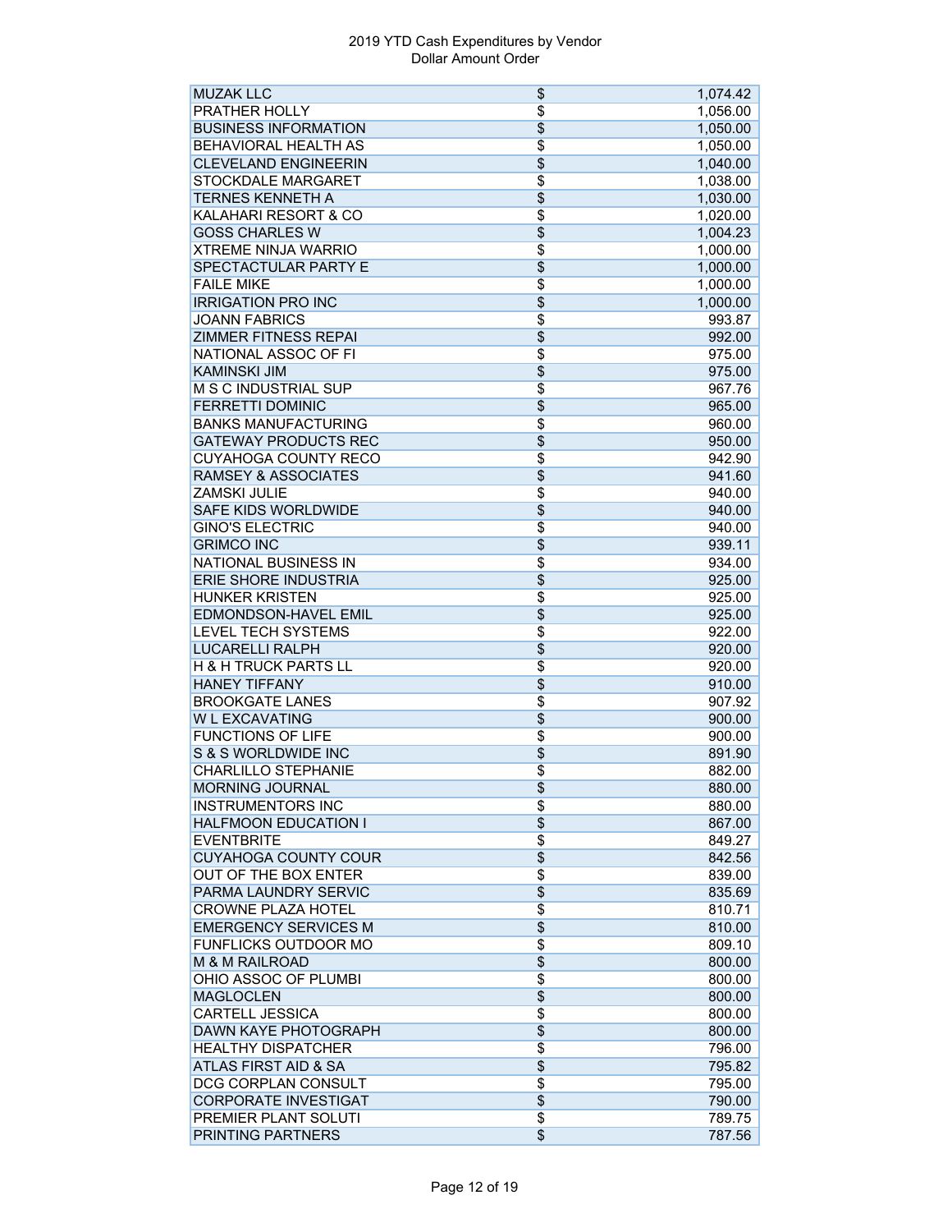2019 YTD Cash Expenditures by Vendor
Dollar Amount Order

| | | |
|---|---|---|
| MUZAK LLC | $ | 1,074.42 |
| PRATHER HOLLY | $ | 1,056.00 |
| BUSINESS INFORMATION | $ | 1,050.00 |
| BEHAVIORAL HEALTH AS | $ | 1,050.00 |
| CLEVELAND ENGINEERIN | $ | 1,040.00 |
| STOCKDALE MARGARET | $ | 1,038.00 |
| TERNES KENNETH A | $ | 1,030.00 |
| KALAHARI RESORT & CO | $ | 1,020.00 |
| GOSS CHARLES W | $ | 1,004.23 |
| XTREME NINJA WARRIO | $ | 1,000.00 |
| SPECTACTULAR PARTY E | $ | 1,000.00 |
| FAILE MIKE | $ | 1,000.00 |
| IRRIGATION PRO INC | $ | 1,000.00 |
| JOANN FABRICS | $ | 993.87 |
| ZIMMER FITNESS REPAI | $ | 992.00 |
| NATIONAL ASSOC OF FI | $ | 975.00 |
| KAMINSKI JIM | $ | 975.00 |
| M S C INDUSTRIAL SUP | $ | 967.76 |
| FERRETTI DOMINIC | $ | 965.00 |
| BANKS MANUFACTURING | $ | 960.00 |
| GATEWAY PRODUCTS REC | $ | 950.00 |
| CUYAHOGA COUNTY RECO | $ | 942.90 |
| RAMSEY & ASSOCIATES | $ | 941.60 |
| ZAMSKI JULIE | $ | 940.00 |
| SAFE KIDS WORLDWIDE | $ | 940.00 |
| GINO'S ELECTRIC | $ | 940.00 |
| GRIMCO INC | $ | 939.11 |
| NATIONAL BUSINESS IN | $ | 934.00 |
| ERIE SHORE INDUSTRIA | $ | 925.00 |
| HUNKER KRISTEN | $ | 925.00 |
| EDMONDSON-HAVEL EMIL | $ | 925.00 |
| LEVEL TECH SYSTEMS | $ | 922.00 |
| LUCARELLI RALPH | $ | 920.00 |
| H & H TRUCK PARTS LL | $ | 920.00 |
| HANEY TIFFANY | $ | 910.00 |
| BROOKGATE LANES | $ | 907.92 |
| W L EXCAVATING | $ | 900.00 |
| FUNCTIONS OF LIFE | $ | 900.00 |
| S & S WORLDWIDE INC | $ | 891.90 |
| CHARLILLO STEPHANIE | $ | 882.00 |
| MORNING JOURNAL | $ | 880.00 |
| INSTRUMENTORS INC | $ | 880.00 |
| HALFMOON EDUCATION I | $ | 867.00 |
| EVENTBRITE | $ | 849.27 |
| CUYAHOGA COUNTY COUR | $ | 842.56 |
| OUT OF THE BOX ENTER | $ | 839.00 |
| PARMA LAUNDRY SERVIC | $ | 835.69 |
| CROWNE PLAZA HOTEL | $ | 810.71 |
| EMERGENCY SERVICES M | $ | 810.00 |
| FUNFLICKS OUTDOOR MO | $ | 809.10 |
| M & M RAILROAD | $ | 800.00 |
| OHIO ASSOC OF PLUMBI | $ | 800.00 |
| MAGLOCLEN | $ | 800.00 |
| CARTELL JESSICA | $ | 800.00 |
| DAWN KAYE PHOTOGRAPH | $ | 800.00 |
| HEALTHY DISPATCHER | $ | 796.00 |
| ATLAS FIRST AID & SA | $ | 795.82 |
| DCG CORPLAN CONSULT | $ | 795.00 |
| CORPORATE INVESTIGAT | $ | 790.00 |
| PREMIER PLANT SOLUTI | $ | 789.75 |
| PRINTING PARTNERS | $ | 787.56 |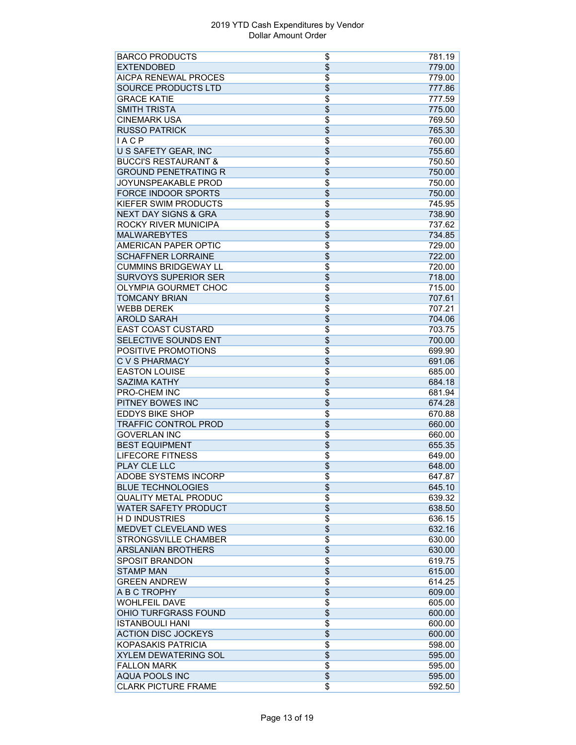# 2019 YTD Cash Expenditures by Vendor
## Dollar Amount Order

| | | |
|---|---|---|
| BARCO PRODUCTS | $ | 781.19 |
| EXTENDOBED | $ | 779.00 |
| AICPA RENEWAL PROCES | $ | 779.00 |
| SOURCE PRODUCTS LTD | $ | 777.86 |
| GRACE KATIE | $ | 777.59 |
| SMITH TRISTA | $ | 775.00 |
| CINEMARK USA | $ | 769.50 |
| RUSSO PATRICK | $ | 765.30 |
| I A C P | $ | 760.00 |
| U S SAFETY GEAR, INC | $ | 755.60 |
| BUCCI'S RESTAURANT & | $ | 750.50 |
| GROUND PENETRATING R | $ | 750.00 |
| JOYUNSPEAKABLE PROD | $ | 750.00 |
| FORCE INDOOR SPORTS | $ | 750.00 |
| KIEFER SWIM PRODUCTS | $ | 745.95 |
| NEXT DAY SIGNS & GRA | $ | 738.90 |
| ROCKY RIVER MUNICIPA | $ | 737.62 |
| MALWAREBYTES | $ | 734.85 |
| AMERICAN PAPER OPTIC | $ | 729.00 |
| SCHAFFNER LORRAINE | $ | 722.00 |
| CUMMINS BRIDGEWAY LL | $ | 720.00 |
| SURVOYS SUPERIOR SER | $ | 718.00 |
| OLYMPIA GOURMET CHOC | $ | 715.00 |
| TOMCANY BRIAN | $ | 707.61 |
| WEBB DEREK | $ | 707.21 |
| AROLD SARAH | $ | 704.06 |
| EAST COAST CUSTARD | $ | 703.75 |
| SELECTIVE SOUNDS ENT | $ | 700.00 |
| POSITIVE PROMOTIONS | $ | 699.90 |
| C V S PHARMACY | $ | 691.06 |
| EASTON LOUISE | $ | 685.00 |
| SAZIMA KATHY | $ | 684.18 |
| PRO-CHEM INC | $ | 681.94 |
| PITNEY BOWES INC | $ | 674.28 |
| EDDYS BIKE SHOP | $ | 670.88 |
| TRAFFIC CONTROL PROD | $ | 660.00 |
| GOVERLAN INC | $ | 660.00 |
| BEST EQUIPMENT | $ | 655.35 |
| LIFECORE FITNESS | $ | 649.00 |
| PLAY CLE LLC | $ | 648.00 |
| ADOBE SYSTEMS INCORP | $ | 647.87 |
| BLUE TECHNOLOGIES | $ | 645.10 |
| QUALITY METAL PRODUC | $ | 639.32 |
| WATER SAFETY PRODUCT | $ | 638.50 |
| H D INDUSTRIES | $ | 636.15 |
| MEDVET CLEVELAND WES | $ | 632.16 |
| STRONGSVILLE CHAMBER | $ | 630.00 |
| ARSLANIAN BROTHERS | $ | 630.00 |
| SPOSIT BRANDON | $ | 619.75 |
| STAMP MAN | $ | 615.00 |
| GREEN ANDREW | $ | 614.25 |
| A B C TROPHY | $ | 609.00 |
| WOHLFEIL DAVE | $ | 605.00 |
| OHIO TURFGRASS FOUND | $ | 600.00 |
| ISTANBOULI HANI | $ | 600.00 |
| ACTION DISC JOCKEYS | $ | 600.00 |
| KOPASAKIS PATRICIA | $ | 598.00 |
| XYLEM DEWATERING SOL | $ | 595.00 |
| FALLON MARK | $ | 595.00 |
| AQUA POOLS INC | $ | 595.00 |
| CLARK PICTURE FRAME | $ | 592.50 |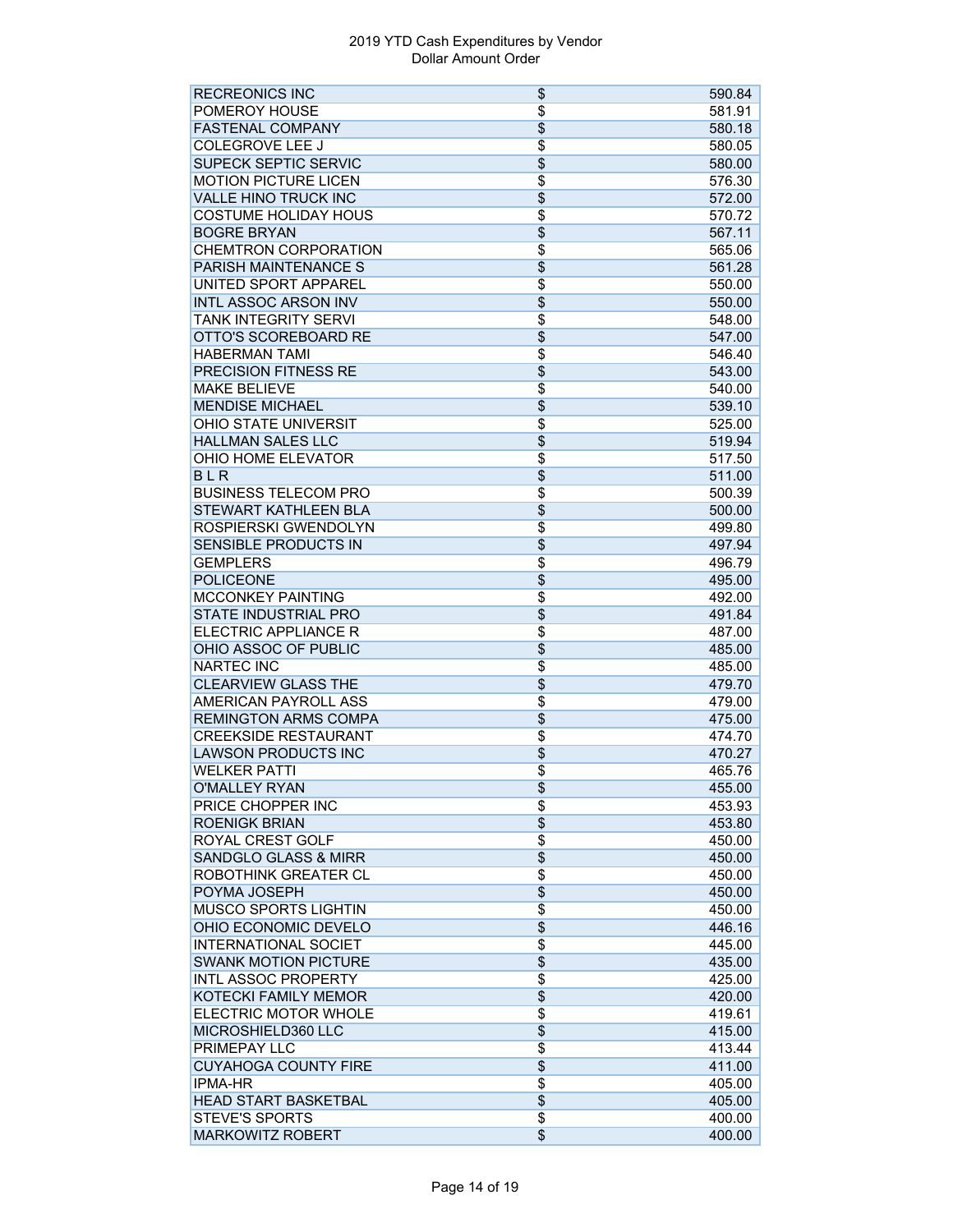# 2019 YTD Cash Expenditures by Vendor
Dollar Amount Order

| | | |
|---|---|---|
| RECREONICS INC | $ | 590.84 |
| POMEROY HOUSE | $ | 581.91 |
| FASTENAL COMPANY | $ | 580.18 |
| COLEGROVE LEE J | $ | 580.05 |
| SUPECK SEPTIC SERVIC | $ | 580.00 |
| MOTION PICTURE LICEN | $ | 576.30 |
| VALLE HINO TRUCK INC | $ | 572.00 |
| COSTUME HOLIDAY HOUS | $ | 570.72 |
| BOGRE BRYAN | $ | 567.11 |
| CHEMTRON CORPORATION | $ | 565.06 |
| PARISH MAINTENANCE S | $ | 561.28 |
| UNITED SPORT APPAREL | $ | 550.00 |
| INTL ASSOC ARSON INV | $ | 550.00 |
| TANK INTEGRITY SERVI | $ | 548.00 |
| OTTO'S SCOREBOARD RE | $ | 547.00 |
| HABERMAN TAMI | $ | 546.40 |
| PRECISION FITNESS RE | $ | 543.00 |
| MAKE BELIEVE | $ | 540.00 |
| MENDISE MICHAEL | $ | 539.10 |
| OHIO STATE UNIVERSIT | $ | 525.00 |
| HALLMAN SALES LLC | $ | 519.94 |
| OHIO HOME ELEVATOR | $ | 517.50 |
| B L R | $ | 511.00 |
| BUSINESS TELECOM PRO | $ | 500.39 |
| STEWART KATHLEEN BLA | $ | 500.00 |
| ROSPIERSKI GWENDOLYN | $ | 499.80 |
| SENSIBLE PRODUCTS IN | $ | 497.94 |
| GEMPLERS | $ | 496.79 |
| POLICEONE | $ | 495.00 |
| MCCONKEY PAINTING | $ | 492.00 |
| STATE INDUSTRIAL PRO | $ | 491.84 |
| ELECTRIC APPLIANCE R | $ | 487.00 |
| OHIO ASSOC OF PUBLIC | $ | 485.00 |
| NARTEC INC | $ | 485.00 |
| CLEARVIEW GLASS THE | $ | 479.70 |
| AMERICAN PAYROLL ASS | $ | 479.00 |
| REMINGTON ARMS COMPA | $ | 475.00 |
| CREEKSIDE RESTAURANT | $ | 474.70 |
| LAWSON PRODUCTS INC | $ | 470.27 |
| WELKER PATTI | $ | 465.76 |
| O'MALLEY RYAN | $ | 455.00 |
| PRICE CHOPPER INC | $ | 453.93 |
| ROENIGK BRIAN | $ | 453.80 |
| ROYAL CREST GOLF | $ | 450.00 |
| SANDGLO GLASS & MIRR | $ | 450.00 |
| ROBOTHINK GREATER CL | $ | 450.00 |
| POYMA JOSEPH | $ | 450.00 |
| MUSCO SPORTS LIGHTIN | $ | 450.00 |
| OHIO ECONOMIC DEVELO | $ | 446.16 |
| INTERNATIONAL SOCIET | $ | 445.00 |
| SWANK MOTION PICTURE | $ | 435.00 |
| INTL ASSOC PROPERTY | $ | 425.00 |
| KOTECKI FAMILY MEMOR | $ | 420.00 |
| ELECTRIC MOTOR WHOLE | $ | 419.61 |
| MICROSHIELD360 LLC | $ | 415.00 |
| PRIMEPAY LLC | $ | 413.44 |
| CUYAHOGA COUNTY FIRE | $ | 411.00 |
| IPMA-HR | $ | 405.00 |
| HEAD START BASKETBAL | $ | 405.00 |
| STEVE'S SPORTS | $ | 400.00 |
| MARKOWITZ ROBERT | $ | 400.00 |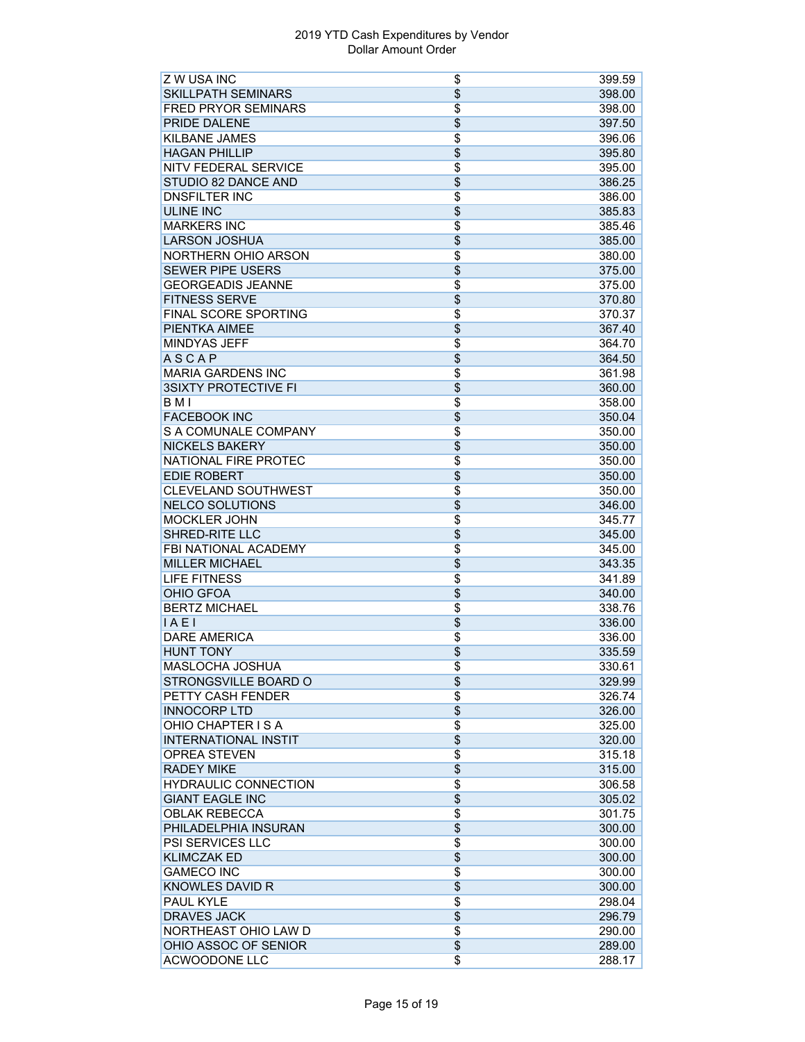2019 YTD Cash Expenditures by Vendor
Dollar Amount Order

| Vendor | | Amount |
|---|---|---|
| Z W USA INC | $ | 399.59 |
| SKILLPATH SEMINARS | $ | 398.00 |
| FRED PRYOR SEMINARS | $ | 398.00 |
| PRIDE DALENE | $ | 397.50 |
| KILBANE JAMES | $ | 396.06 |
| HAGAN PHILLIP | $ | 395.80 |
| NITV FEDERAL SERVICE | $ | 395.00 |
| STUDIO 82 DANCE AND | $ | 386.25 |
| DNSFILTER INC | $ | 386.00 |
| ULINE INC | $ | 385.83 |
| MARKERS INC | $ | 385.46 |
| LARSON JOSHUA | $ | 385.00 |
| NORTHERN OHIO ARSON | $ | 380.00 |
| SEWER PIPE USERS | $ | 375.00 |
| GEORGEADIS JEANNE | $ | 375.00 |
| FITNESS SERVE | $ | 370.80 |
| FINAL SCORE SPORTING | $ | 370.37 |
| PIENTKA AIMEE | $ | 367.40 |
| MINDYAS JEFF | $ | 364.70 |
| A S C A P | $ | 364.50 |
| MARIA GARDENS INC | $ | 361.98 |
| 3SIXTY PROTECTIVE FI | $ | 360.00 |
| B M I | $ | 358.00 |
| FACEBOOK INC | $ | 350.04 |
| S A COMUNALE COMPANY | $ | 350.00 |
| NICKELS BAKERY | $ | 350.00 |
| NATIONAL FIRE PROTEC | $ | 350.00 |
| EDIE ROBERT | $ | 350.00 |
| CLEVELAND SOUTHWEST | $ | 350.00 |
| NELCO SOLUTIONS | $ | 346.00 |
| MOCKLER JOHN | $ | 345.77 |
| SHRED-RITE LLC | $ | 345.00 |
| FBI NATIONAL ACADEMY | $ | 345.00 |
| MILLER MICHAEL | $ | 343.35 |
| LIFE FITNESS | $ | 341.89 |
| OHIO GFOA | $ | 340.00 |
| BERTZ MICHAEL | $ | 338.76 |
| I A E I | $ | 336.00 |
| DARE AMERICA | $ | 336.00 |
| HUNT TONY | $ | 335.59 |
| MASLOCHA JOSHUA | $ | 330.61 |
| STRONGSVILLE BOARD O | $ | 329.99 |
| PETTY CASH FENDER | $ | 326.74 |
| INNOCORP LTD | $ | 326.00 |
| OHIO CHAPTER I S A | $ | 325.00 |
| INTERNATIONAL INSTIT | $ | 320.00 |
| OPREA STEVEN | $ | 315.18 |
| RADEY MIKE | $ | 315.00 |
| HYDRAULIC CONNECTION | $ | 306.58 |
| GIANT EAGLE INC | $ | 305.02 |
| OBLAK REBECCA | $ | 301.75 |
| PHILADELPHIA INSURAN | $ | 300.00 |
| PSI SERVICES LLC | $ | 300.00 |
| KLIMCZAK ED | $ | 300.00 |
| GAMECO INC | $ | 300.00 |
| KNOWLES DAVID R | $ | 300.00 |
| PAUL KYLE | $ | 298.04 |
| DRAVES JACK | $ | 296.79 |
| NORTHEAST OHIO LAW D | $ | 290.00 |
| OHIO ASSOC OF SENIOR | $ | 289.00 |
| ACWOODONE LLC | $ | 288.17 |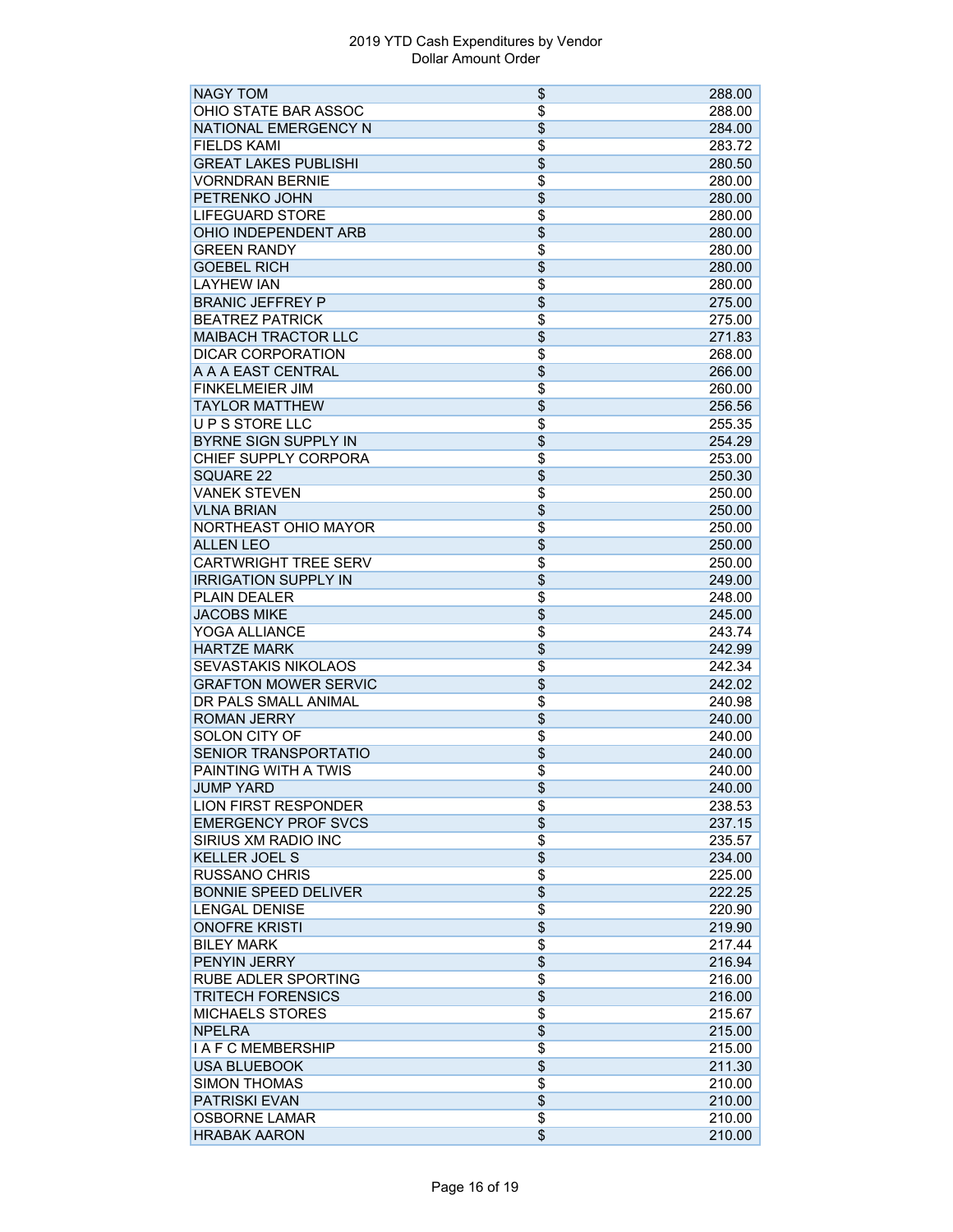2019 YTD Cash Expenditures by Vendor
Dollar Amount Order

| | | |
|---|---|---|
| NAGY TOM | $ | 288.00 |
| OHIO STATE BAR ASSOC | $ | 288.00 |
| NATIONAL EMERGENCY N | $ | 284.00 |
| FIELDS KAMI | $ | 283.72 |
| GREAT LAKES PUBLISHI | $ | 280.50 |
| VORNDRAN BERNIE | $ | 280.00 |
| PETRENKO JOHN | $ | 280.00 |
| LIFEGUARD STORE | $ | 280.00 |
| OHIO INDEPENDENT ARB | $ | 280.00 |
| GREEN RANDY | $ | 280.00 |
| GOEBEL RICH | $ | 280.00 |
| LAYHEW IAN | $ | 280.00 |
| BRANIC JEFFREY P | $ | 275.00 |
| BEATREZ PATRICK | $ | 275.00 |
| MAIBACH TRACTOR LLC | $ | 271.83 |
| DICAR CORPORATION | $ | 268.00 |
| A A A EAST CENTRAL | $ | 266.00 |
| FINKELMEIER JIM | $ | 260.00 |
| TAYLOR MATTHEW | $ | 256.56 |
| U P S STORE LLC | $ | 255.35 |
| BYRNE SIGN SUPPLY IN | $ | 254.29 |
| CHIEF SUPPLY CORPORA | $ | 253.00 |
| SQUARE 22 | $ | 250.30 |
| VANEK STEVEN | $ | 250.00 |
| VLNA BRIAN | $ | 250.00 |
| NORTHEAST OHIO MAYOR | $ | 250.00 |
| ALLEN LEO | $ | 250.00 |
| CARTWRIGHT TREE SERV | $ | 250.00 |
| IRRIGATION SUPPLY IN | $ | 249.00 |
| PLAIN DEALER | $ | 248.00 |
| JACOBS MIKE | $ | 245.00 |
| YOGA ALLIANCE | $ | 243.74 |
| HARTZE MARK | $ | 242.99 |
| SEVASTAKIS NIKOLAOS | $ | 242.34 |
| GRAFTON MOWER SERVIC | $ | 242.02 |
| DR PALS SMALL ANIMAL | $ | 240.98 |
| ROMAN JERRY | $ | 240.00 |
| SOLON CITY OF | $ | 240.00 |
| SENIOR TRANSPORTATIO | $ | 240.00 |
| PAINTING WITH A TWIS | $ | 240.00 |
| JUMP YARD | $ | 240.00 |
| LION FIRST RESPONDER | $ | 238.53 |
| EMERGENCY PROF SVCS | $ | 237.15 |
| SIRIUS XM RADIO INC | $ | 235.57 |
| KELLER JOEL S | $ | 234.00 |
| RUSSANO CHRIS | $ | 225.00 |
| BONNIE SPEED DELIVER | $ | 222.25 |
| LENGAL DENISE | $ | 220.90 |
| ONOFRE KRISTI | $ | 219.90 |
| BILEY MARK | $ | 217.44 |
| PENYIN JERRY | $ | 216.94 |
| RUBE ADLER SPORTING | $ | 216.00 |
| TRITECH FORENSICS | $ | 216.00 |
| MICHAELS STORES | $ | 215.67 |
| NPELRA | $ | 215.00 |
| I A F C MEMBERSHIP | $ | 215.00 |
| USA BLUEBOOK | $ | 211.30 |
| SIMON THOMAS | $ | 210.00 |
| PATRISKI EVAN | $ | 210.00 |
| OSBORNE LAMAR | $ | 210.00 |
| HRABAK AARON | $ | 210.00 |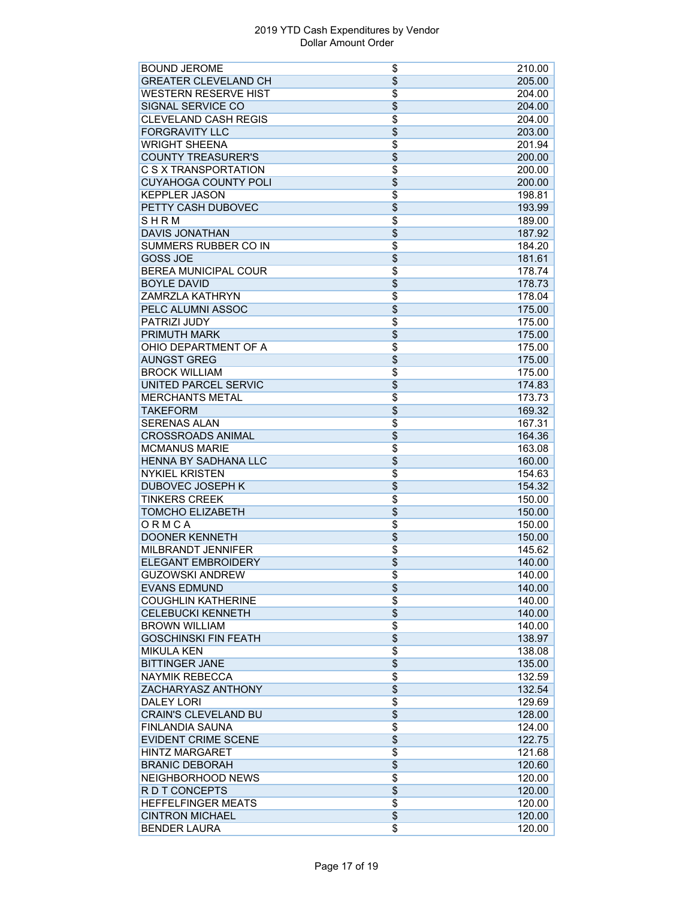# 2019 YTD Cash Expenditures by Vendor
Dollar Amount Order

| | | |
|---|---|---|
| BOUND JEROME | $ | 210.00 |
| GREATER CLEVELAND CH | $ | 205.00 |
| WESTERN RESERVE HIST | $ | 204.00 |
| SIGNAL SERVICE CO | $ | 204.00 |
| CLEVELAND CASH REGIS | $ | 204.00 |
| FORGRAVITY LLC | $ | 203.00 |
| WRIGHT SHEENA | $ | 201.94 |
| COUNTY TREASURER'S | $ | 200.00 |
| C S X TRANSPORTATION | $ | 200.00 |
| CUYAHOGA COUNTY POLI | $ | 200.00 |
| KEPPLER JASON | $ | 198.81 |
| PETTY CASH DUBOVEC | $ | 193.99 |
| S H R M | $ | 189.00 |
| DAVIS JONATHAN | $ | 187.92 |
| SUMMERS RUBBER CO IN | $ | 184.20 |
| GOSS JOE | $ | 181.61 |
| BEREA MUNICIPAL COUR | $ | 178.74 |
| BOYLE DAVID | $ | 178.73 |
| ZAMRZLA KATHRYN | $ | 178.04 |
| PELC ALUMNI ASSOC | $ | 175.00 |
| PATRIZI JUDY | $ | 175.00 |
| PRIMUTH MARK | $ | 175.00 |
| OHIO DEPARTMENT OF A | $ | 175.00 |
| AUNGST GREG | $ | 175.00 |
| BROCK WILLIAM | $ | 175.00 |
| UNITED PARCEL SERVIC | $ | 174.83 |
| MERCHANTS METAL | $ | 173.73 |
| TAKEFORM | $ | 169.32 |
| SERENAS ALAN | $ | 167.31 |
| CROSSROADS ANIMAL | $ | 164.36 |
| MCMANUS MARIE | $ | 163.08 |
| HENNA BY SADHANA LLC | $ | 160.00 |
| NYKIEL KRISTEN | $ | 154.63 |
| DUBOVEC JOSEPH K | $ | 154.32 |
| TINKERS CREEK | $ | 150.00 |
| TOMCHO ELIZABETH | $ | 150.00 |
| O R M C A | $ | 150.00 |
| DOONER KENNETH | $ | 150.00 |
| MILBRANDT JENNIFER | $ | 145.62 |
| ELEGANT EMBROIDERY | $ | 140.00 |
| GUZOWSKI ANDREW | $ | 140.00 |
| EVANS EDMUND | $ | 140.00 |
| COUGHLIN KATHERINE | $ | 140.00 |
| CELEBUCKI KENNETH | $ | 140.00 |
| BROWN WILLIAM | $ | 140.00 |
| GOSCHINSKI FIN FEATH | $ | 138.97 |
| MIKULA KEN | $ | 138.08 |
| BITTINGER JANE | $ | 135.00 |
| NAYMIK REBECCA | $ | 132.59 |
| ZACHARYASZ ANTHONY | $ | 132.54 |
| DALEY LORI | $ | 129.69 |
| CRAIN'S CLEVELAND BU | $ | 128.00 |
| FINLANDIA SAUNA | $ | 124.00 |
| EVIDENT CRIME SCENE | $ | 122.75 |
| HINTZ MARGARET | $ | 121.68 |
| BRANIC DEBORAH | $ | 120.60 |
| NEIGHBORHOOD NEWS | $ | 120.00 |
| R D T CONCEPTS | $ | 120.00 |
| HEFFELFINGER MEATS | $ | 120.00 |
| CINTRON MICHAEL | $ | 120.00 |
| BENDER LAURA | $ | 120.00 |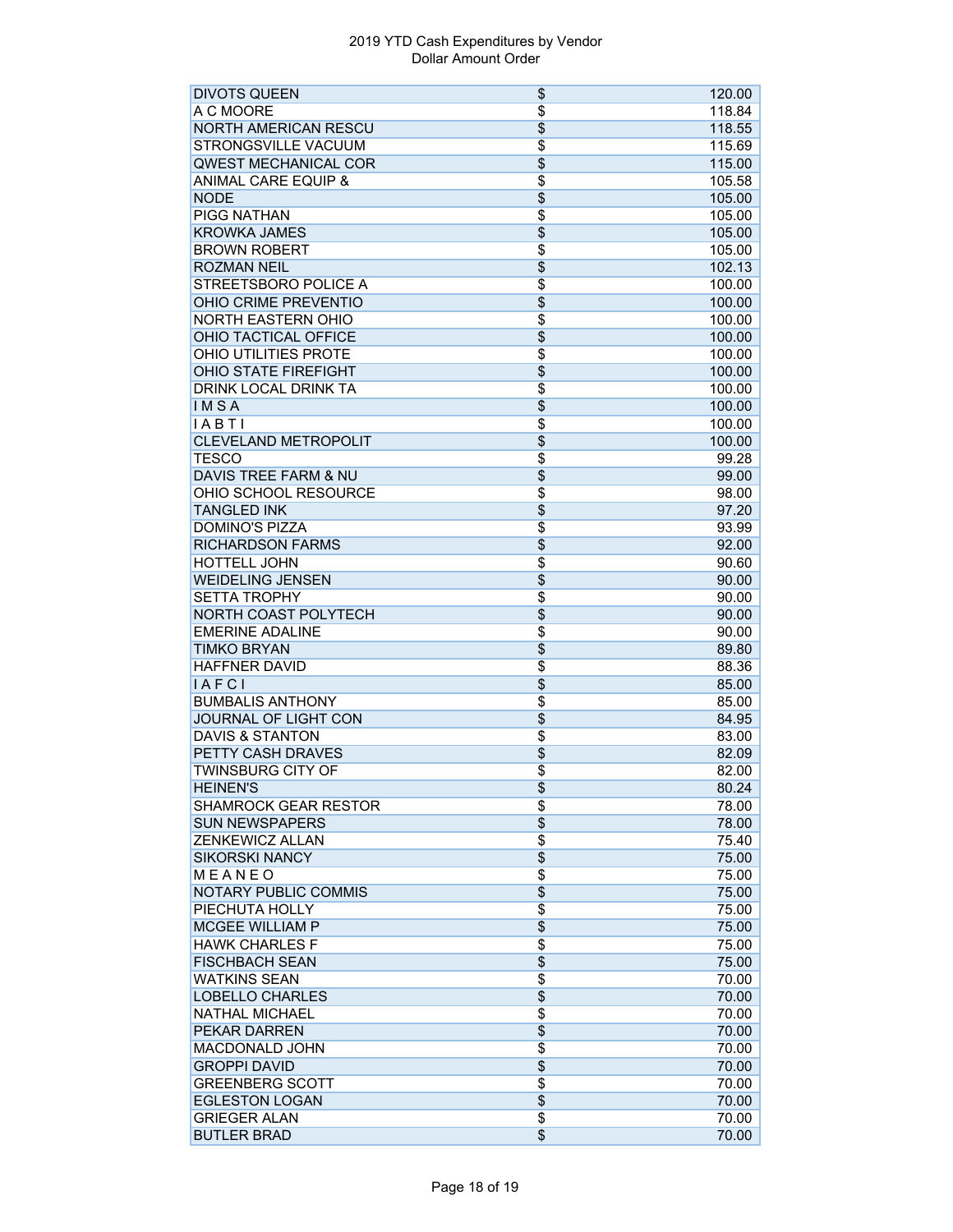2019 YTD Cash Expenditures by Vendor
Dollar Amount Order

| Vendor | | Amount |
|---|---|---|
| DIVOTS QUEEN | $ | 120.00 |
| A C MOORE | $ | 118.84 |
| NORTH AMERICAN RESCU | $ | 118.55 |
| STRONGSVILLE VACUUM | $ | 115.69 |
| QWEST MECHANICAL COR | $ | 115.00 |
| ANIMAL CARE EQUIP & | $ | 105.58 |
| NODE | $ | 105.00 |
| PIGG NATHAN | $ | 105.00 |
| KROWKA JAMES | $ | 105.00 |
| BROWN ROBERT | $ | 105.00 |
| ROZMAN NEIL | $ | 102.13 |
| STREETSBORO POLICE A | $ | 100.00 |
| OHIO CRIME PREVENTIO | $ | 100.00 |
| NORTH EASTERN OHIO | $ | 100.00 |
| OHIO TACTICAL OFFICE | $ | 100.00 |
| OHIO UTILITIES PROTE | $ | 100.00 |
| OHIO STATE FIREFIGHT | $ | 100.00 |
| DRINK LOCAL DRINK TA | $ | 100.00 |
| I M S A | $ | 100.00 |
| I A B T I | $ | 100.00 |
| CLEVELAND METROPOLIT | $ | 100.00 |
| TESCO | $ | 99.28 |
| DAVIS TREE FARM & NU | $ | 99.00 |
| OHIO SCHOOL RESOURCE | $ | 98.00 |
| TANGLED INK | $ | 97.20 |
| DOMINO'S PIZZA | $ | 93.99 |
| RICHARDSON FARMS | $ | 92.00 |
| HOTTELL JOHN | $ | 90.60 |
| WEIDELING JENSEN | $ | 90.00 |
| SETTA TROPHY | $ | 90.00 |
| NORTH COAST POLYTECH | $ | 90.00 |
| EMERINE ADALINE | $ | 90.00 |
| TIMKO BRYAN | $ | 89.80 |
| HAFFNER DAVID | $ | 88.36 |
| I A F C I | $ | 85.00 |
| BUMBALIS ANTHONY | $ | 85.00 |
| JOURNAL OF LIGHT CON | $ | 84.95 |
| DAVIS & STANTON | $ | 83.00 |
| PETTY CASH DRAVES | $ | 82.09 |
| TWINSBURG CITY OF | $ | 82.00 |
| HEINEN'S | $ | 80.24 |
| SHAMROCK GEAR RESTOR | $ | 78.00 |
| SUN NEWSPAPERS | $ | 78.00 |
| ZENKEWICZ ALLAN | $ | 75.40 |
| SIKORSKI NANCY | $ | 75.00 |
| M E A N E O | $ | 75.00 |
| NOTARY PUBLIC COMMIS | $ | 75.00 |
| PIECHUTA HOLLY | $ | 75.00 |
| MCGEE WILLIAM P | $ | 75.00 |
| HAWK CHARLES F | $ | 75.00 |
| FISCHBACH SEAN | $ | 75.00 |
| WATKINS SEAN | $ | 70.00 |
| LOBELLO CHARLES | $ | 70.00 |
| NATHAL MICHAEL | $ | 70.00 |
| PEKAR DARREN | $ | 70.00 |
| MACDONALD JOHN | $ | 70.00 |
| GROPPI DAVID | $ | 70.00 |
| GREENBERG SCOTT | $ | 70.00 |
| EGLESTON LOGAN | $ | 70.00 |
| GRIEGER ALAN | $ | 70.00 |
| BUTLER BRAD | $ | 70.00 |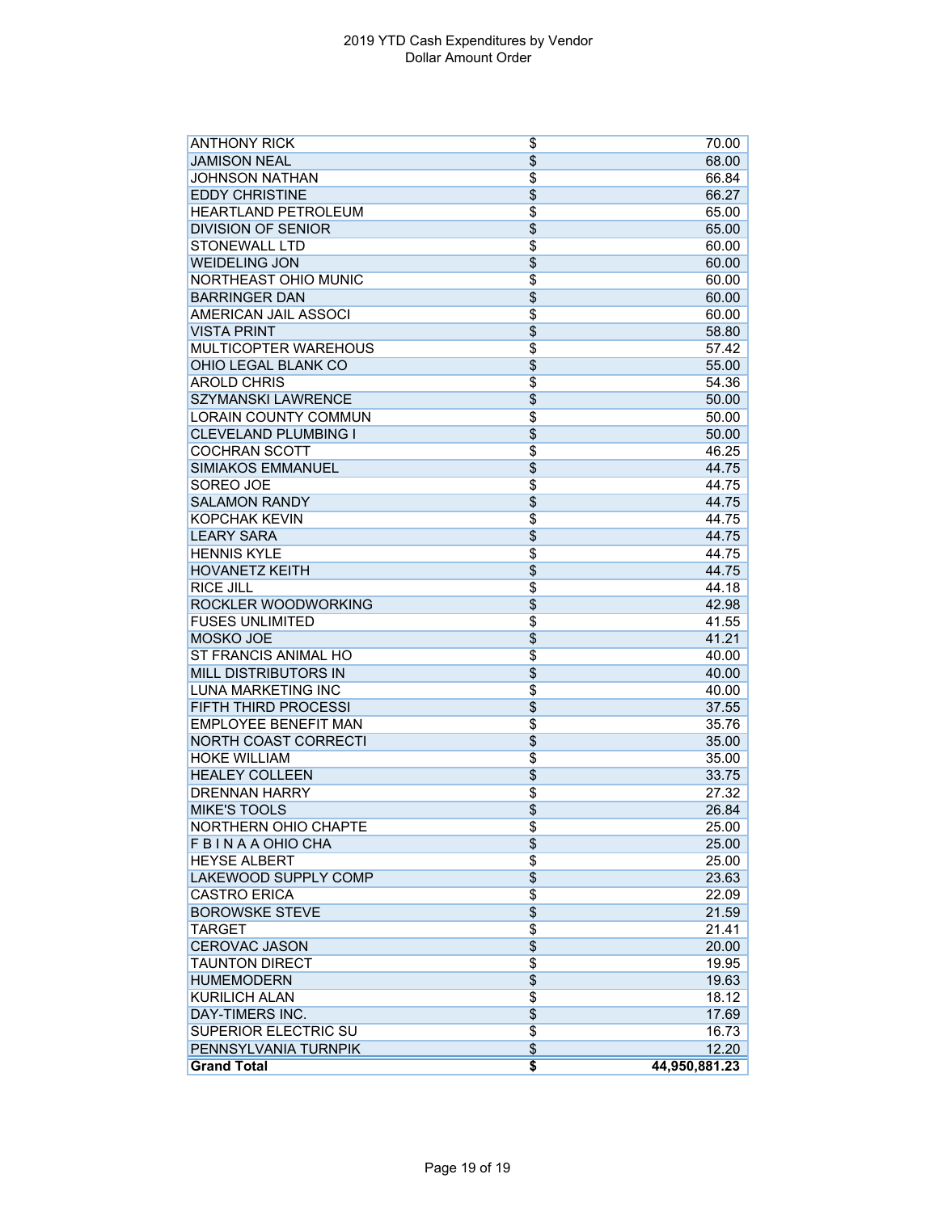2019 YTD Cash Expenditures by Vendor
Dollar Amount Order

| | | |
|---|---|---|
| ANTHONY RICK | $ | 70.00 |
| JAMISON NEAL | $ | 68.00 |
| JOHNSON NATHAN | $ | 66.84 |
| EDDY CHRISTINE | $ | 66.27 |
| HEARTLAND PETROLEUM | $ | 65.00 |
| DIVISION OF SENIOR | $ | 65.00 |
| STONEWALL LTD | $ | 60.00 |
| WEIDELING JON | $ | 60.00 |
| NORTHEAST OHIO MUNIC | $ | 60.00 |
| BARRINGER DAN | $ | 60.00 |
| AMERICAN JAIL ASSOCI | $ | 60.00 |
| VISTA PRINT | $ | 58.80 |
| MULTICOPTER WAREHOUS | $ | 57.42 |
| OHIO LEGAL BLANK CO | $ | 55.00 |
| AROLD CHRIS | $ | 54.36 |
| SZYMANSKI LAWRENCE | $ | 50.00 |
| LORAIN COUNTY COMMUN | $ | 50.00 |
| CLEVELAND PLUMBING I | $ | 50.00 |
| COCHRAN SCOTT | $ | 46.25 |
| SIMIAKOS EMMANUEL | $ | 44.75 |
| SOREO JOE | $ | 44.75 |
| SALAMON RANDY | $ | 44.75 |
| KOPCHAK KEVIN | $ | 44.75 |
| LEARY SARA | $ | 44.75 |
| HENNIS KYLE | $ | 44.75 |
| HOVANETZ KEITH | $ | 44.75 |
| RICE JILL | $ | 44.18 |
| ROCKLER WOODWORKING | $ | 42.98 |
| FUSES UNLIMITED | $ | 41.55 |
| MOSKO JOE | $ | 41.21 |
| ST FRANCIS ANIMAL HO | $ | 40.00 |
| MILL DISTRIBUTORS IN | $ | 40.00 |
| LUNA MARKETING INC | $ | 40.00 |
| FIFTH THIRD PROCESSI | $ | 37.55 |
| EMPLOYEE BENEFIT MAN | $ | 35.76 |
| NORTH COAST CORRECTI | $ | 35.00 |
| HOKE WILLIAM | $ | 35.00 |
| HEALEY COLLEEN | $ | 33.75 |
| DRENNAN HARRY | $ | 27.32 |
| MIKE'S TOOLS | $ | 26.84 |
| NORTHERN OHIO CHAPTE | $ | 25.00 |
| F B I N A A OHIO CHA | $ | 25.00 |
| HEYSE ALBERT | $ | 25.00 |
| LAKEWOOD SUPPLY COMP | $ | 23.63 |
| CASTRO ERICA | $ | 22.09 |
| BOROWSKE STEVE | $ | 21.59 |
| TARGET | $ | 21.41 |
| CEROVAC JASON | $ | 20.00 |
| TAUNTON DIRECT | $ | 19.95 |
| HUMEMODERN | $ | 19.63 |
| KURILICH ALAN | $ | 18.12 |
| DAY-TIMERS INC. | $ | 17.69 |
| SUPERIOR ELECTRIC SU | $ | 16.73 |
| PENNSYLVANIA TURNPIK | $ | 12.20 |
| **Grand Total** | **$** | **44,950,881.23** |